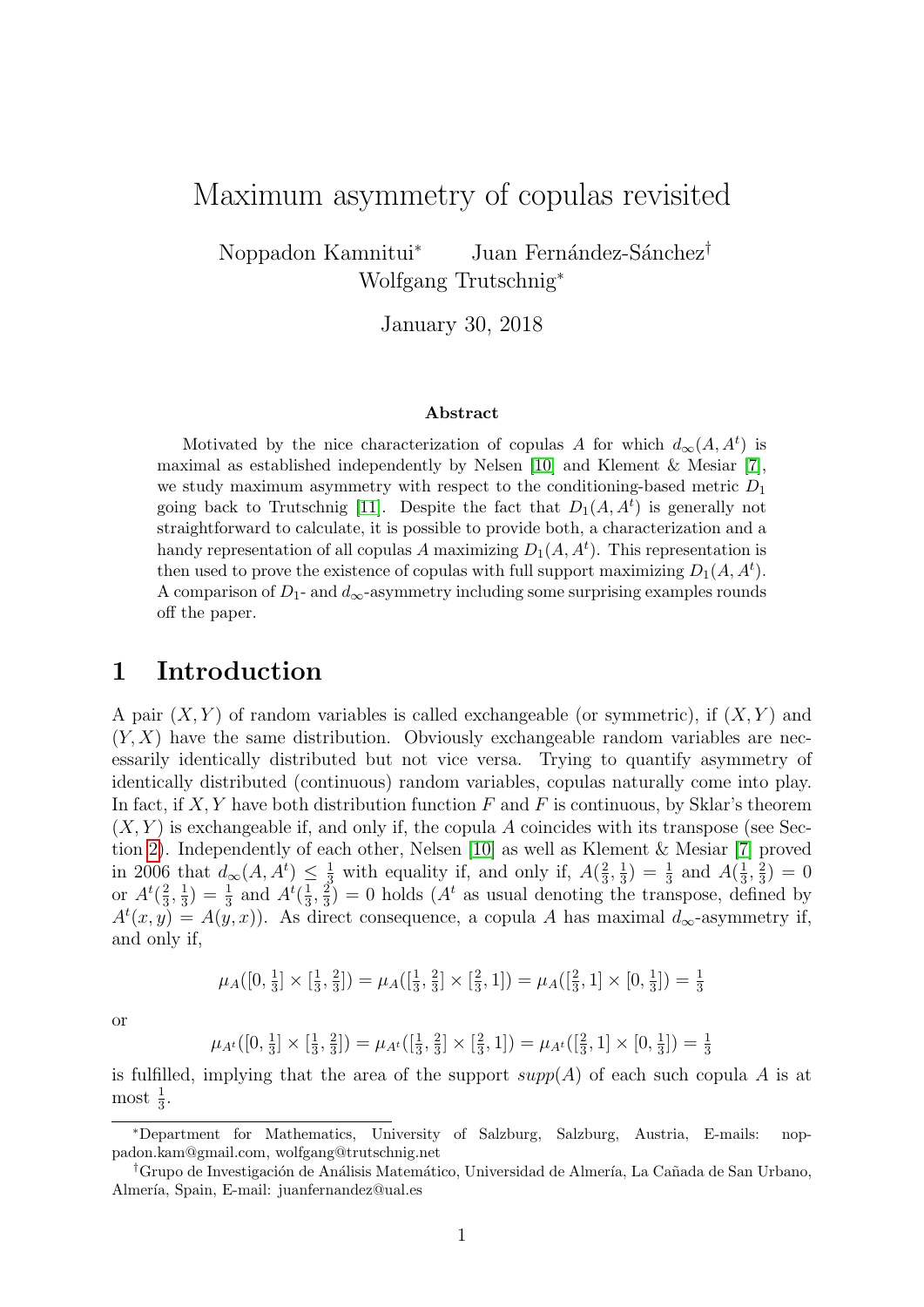# Maximum asymmetry of copulas revisited

Noppadon Kamnitui* Juan Fernández-Sánchez† Wolfgang Trutschnig*

January 30, 2018

### Abstract

Motivated by the nice characterization of copulas $A$ for which $d_\infty(A, A^t)$ is maximal as established independently by Nelsen [10] and Klement & Mesiar [7], we study maximum asymmetry with respect to the conditioning-based metric $D_1$ going back to Trutschnig [11]. Despite the fact that $D_1(A, A^t)$ is generally not straightforward to calculate, it is possible to provide both, a characterization and a handy representation of all copulas $A$ maximizing $D_1(A, A^t)$. This representation is then used to prove the existence of copulas with full support maximizing $D_1(A, A^t)$. A comparison of $D_1$- and $d_\infty$-asymmetry including some surprising examples rounds off the paper.

## 1 Introduction

A pair $(X, Y)$ of random variables is called exchangeable (or symmetric), if $(X, Y)$ and $(Y, X)$ have the same distribution. Obviously exchangeable random variables are necessarily identically distributed but not vice versa. Trying to quantify asymmetry of identically distributed (continuous) random variables, copulas naturally come into play. In fact, if $X, Y$ have both distribution function $F$ and $F$ is continuous, by Sklar's theorem $(X, Y)$ is exchangeable if, and only if, the copula $A$ coincides with its transpose (see Section 2). Independently of each other, Nelsen [10] as well as Klement & Mesiar [7] proved in 2006 that $d_\infty(A, A^t) \leq \frac{1}{3}$ with equality if, and only if, $A(\frac{2}{3}, \frac{1}{3}) = \frac{1}{3}$ and $A(\frac{1}{3}, \frac{2}{3}) = 0$ or $A^t(\frac{2}{3}, \frac{1}{3}) = \frac{1}{3}$ and $A^t(\frac{1}{3}, \frac{2}{3}) = 0$ holds ($A^t$ as usual denoting the transpose, defined by $A^t(x, y) = A(y, x)$). As direct consequence, a copula $A$ has maximal $d_\infty$-asymmetry if, and only if,

$$\mu_A([0, \tfrac{1}{3}] \times [\tfrac{1}{3}, \tfrac{2}{3}]) = \mu_A([\tfrac{1}{3}, \tfrac{2}{3}] \times [\tfrac{2}{3}, 1]) = \mu_A([\tfrac{2}{3}, 1] \times [0, \tfrac{1}{3}]) = \tfrac{1}{3}$$

or

$$\mu_{A^t}([0, \tfrac{1}{3}] \times [\tfrac{1}{3}, \tfrac{2}{3}]) = \mu_{A^t}([\tfrac{1}{3}, \tfrac{2}{3}] \times [\tfrac{2}{3}, 1]) = \mu_{A^t}([\tfrac{2}{3}, 1] \times [0, \tfrac{1}{3}]) = \tfrac{1}{3}$$

is fulfilled, implying that the area of the support $supp(A)$ of each such copula $A$ is at most $\frac{1}{3}$.

---

*Department for Mathematics, University of Salzburg, Salzburg, Austria, E-mails: noppadon.kam@gmail.com, wolfgang@trutschnig.net

†Grupo de Investigación de Análisis Matemático, Universidad de Almería, La Cañada de San Urbano, Almería, Spain, E-mail: juanfernandez@ual.es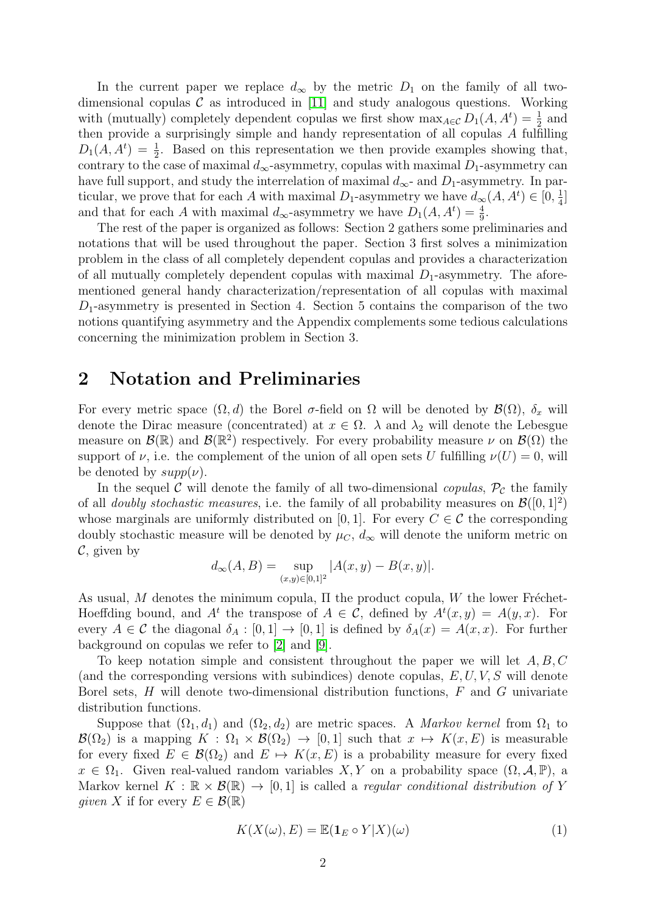In the current paper we replace $d_\infty$ by the metric $D_1$ on the family of all two-dimensional copulas $\mathcal{C}$ as introduced in [11] and study analogous questions. Working with (mutually) completely dependent copulas we first show $\max_{A\in\mathcal{C}} D_1(A, A^t) = \frac{1}{2}$ and then provide a surprisingly simple and handy representation of all copulas $A$ fulfilling $D_1(A, A^t) = \frac{1}{2}$. Based on this representation we then provide examples showing that, contrary to the case of maximal $d_\infty$-asymmetry, copulas with maximal $D_1$-asymmetry can have full support, and study the interrelation of maximal $d_\infty$- and $D_1$-asymmetry. In particular, we prove that for each $A$ with maximal $D_1$-asymmetry we have $d_\infty(A, A^t) \in [0, \frac{1}{4}]$ and that for each $A$ with maximal $d_\infty$-asymmetry we have $D_1(A, A^t) = \frac{4}{9}$.

The rest of the paper is organized as follows: Section 2 gathers some preliminaries and notations that will be used throughout the paper. Section 3 first solves a minimization problem in the class of all completely dependent copulas and provides a characterization of all mutually completely dependent copulas with maximal $D_1$-asymmetry. The aforementioned general handy characterization/representation of all copulas with maximal $D_1$-asymmetry is presented in Section 4. Section 5 contains the comparison of the two notions quantifying asymmetry and the Appendix complements some tedious calculations concerning the minimization problem in Section 3.

## 2 Notation and Preliminaries

For every metric space $(\Omega, d)$ the Borel $\sigma$-field on $\Omega$ will be denoted by $\mathcal{B}(\Omega)$, $\delta_x$ will denote the Dirac measure (concentrated) at $x \in \Omega$. $\lambda$ and $\lambda_2$ will denote the Lebesgue measure on $\mathcal{B}(\mathbb{R})$ and $\mathcal{B}(\mathbb{R}^2)$ respectively. For every probability measure $\nu$ on $\mathcal{B}(\Omega)$ the support of $\nu$, i.e. the complement of the union of all open sets $U$ fulfilling $\nu(U) = 0$, will be denoted by $supp(\nu)$.

In the sequel $\mathcal{C}$ will denote the family of all two-dimensional *copulas*, $\mathcal{P}_\mathcal{C}$ the family of all *doubly stochastic measures*, i.e. the family of all probability measures on $\mathcal{B}([0,1]^2)$ whose marginals are uniformly distributed on $[0,1]$. For every $C \in \mathcal{C}$ the corresponding doubly stochastic measure will be denoted by $\mu_C$, $d_\infty$ will denote the uniform metric on $\mathcal{C}$, given by

$$d_\infty(A, B) = \sup_{(x,y)\in[0,1]^2} |A(x,y) - B(x,y)|.$$

As usual, $M$ denotes the minimum copula, $\Pi$ the product copula, $W$ the lower Fréchet-Hoeffding bound, and $A^t$ the transpose of $A \in \mathcal{C}$, defined by $A^t(x,y) = A(y,x)$. For every $A \in \mathcal{C}$ the diagonal $\delta_A : [0,1] \to [0,1]$ is defined by $\delta_A(x) = A(x,x)$. For further background on copulas we refer to [2] and [9].

To keep notation simple and consistent throughout the paper we will let $A, B, C$ (and the corresponding versions with subindices) denote copulas, $E, U, V, S$ will denote Borel sets, $H$ will denote two-dimensional distribution functions, $F$ and $G$ univariate distribution functions.

Suppose that $(\Omega_1, d_1)$ and $(\Omega_2, d_2)$ are metric spaces. A *Markov kernel* from $\Omega_1$ to $\mathcal{B}(\Omega_2)$ is a mapping $K : \Omega_1 \times \mathcal{B}(\Omega_2) \to [0,1]$ such that $x \mapsto K(x, E)$ is measurable for every fixed $E \in \mathcal{B}(\Omega_2)$ and $E \mapsto K(x, E)$ is a probability measure for every fixed $x \in \Omega_1$. Given real-valued random variables $X, Y$ on a probability space $(\Omega, \mathcal{A}, \mathbb{P})$, a Markov kernel $K : \mathbb{R} \times \mathcal{B}(\mathbb{R}) \to [0,1]$ is called a *regular conditional distribution of $Y$ given $X$* if for every $E \in \mathcal{B}(\mathbb{R})$

$$K(X(\omega), E) = \mathbb{E}(\mathbf{1}_E \circ Y | X)(\omega) \tag{1}$$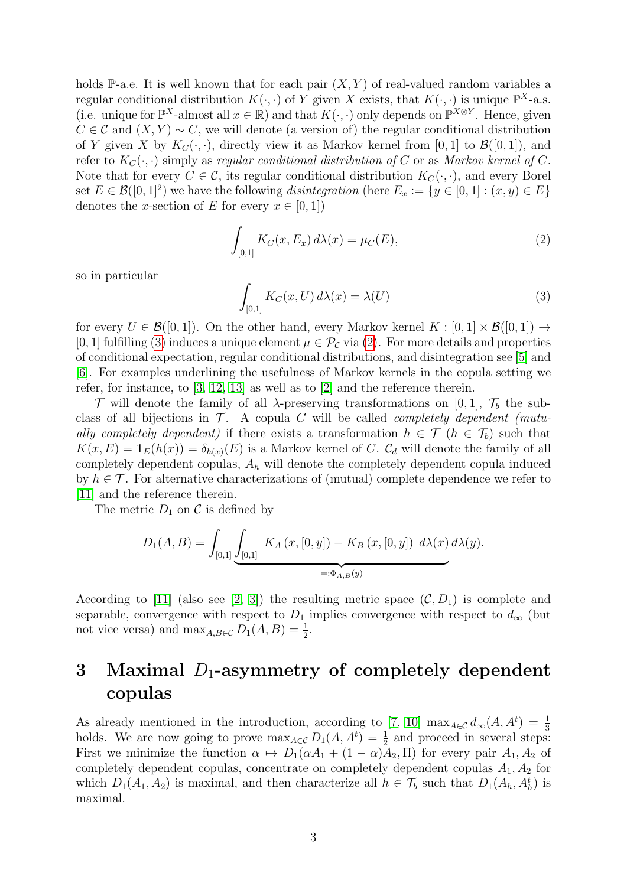holds $\mathbb{P}$-a.e. It is well known that for each pair $(X, Y)$ of real-valued random variables a regular conditional distribution $K(\cdot, \cdot)$ of $Y$ given $X$ exists, that $K(\cdot, \cdot)$ is unique $\mathbb{P}^X$-a.s. (i.e. unique for $\mathbb{P}^X$-almost all $x \in \mathbb{R}$) and that $K(\cdot, \cdot)$ only depends on $\mathbb{P}^{X \otimes Y}$. Hence, given $C \in \mathcal{C}$ and $(X, Y) \sim C$, we will denote (a version of) the regular conditional distribution of $Y$ given $X$ by $K_C(\cdot, \cdot)$, directly view it as Markov kernel from $[0, 1]$ to $\mathcal{B}([0, 1])$, and refer to $K_C(\cdot, \cdot)$ simply as *regular conditional distribution of* $C$ or as *Markov kernel of* $C$. Note that for every $C \in \mathcal{C}$, its regular conditional distribution $K_C(\cdot, \cdot)$, and every Borel set $E \in \mathcal{B}([0, 1]^2)$ we have the following *disintegration* (here $E_x := \{y \in [0, 1] : (x, y) \in E\}$ denotes the $x$-section of $E$ for every $x \in [0, 1]$)

$$\int_{[0,1]} K_C(x, E_x)\, d\lambda(x) = \mu_C(E), \tag{2}$$

so in particular

$$\int_{[0,1]} K_C(x, U)\, d\lambda(x) = \lambda(U) \tag{3}$$

for every $U \in \mathcal{B}([0, 1])$. On the other hand, every Markov kernel $K : [0, 1] \times \mathcal{B}([0, 1]) \to [0, 1]$ fulfilling (3) induces a unique element $\mu \in \mathcal{P}_{\mathcal{C}}$ via (2). For more details and properties of conditional expectation, regular conditional distributions, and disintegration see [5] and [6]. For examples underlining the usefulness of Markov kernels in the copula setting we refer, for instance, to [3, 12, 13] as well as to [2] and the reference therein.

$\mathcal{T}$ will denote the family of all $\lambda$-preserving transformations on $[0, 1]$, $\mathcal{T}_b$ the subclass of all bijections in $\mathcal{T}$. A copula $C$ will be called *completely dependent (mutually completely dependent)* if there exists a transformation $h \in \mathcal{T}$ ($h \in \mathcal{T}_b$) such that $K(x, E) = \mathbf{1}_E(h(x)) = \delta_{h(x)}(E)$ is a Markov kernel of $C$. $\mathcal{C}_d$ will denote the family of all completely dependent copulas, $A_h$ will denote the completely dependent copula induced by $h \in \mathcal{T}$. For alternative characterizations of (mutual) complete dependence we refer to [11] and the reference therein.

The metric $D_1$ on $\mathcal{C}$ is defined by

$$D_1(A, B) = \int_{[0,1]} \underbrace{\int_{[0,1]} |K_A(x, [0, y]) - K_B(x, [0, y])|\, d\lambda(x)}_{=:\Phi_{A,B}(y)}\, d\lambda(y).$$

According to [11] (also see [2, 3]) the resulting metric space $(\mathcal{C}, D_1)$ is complete and separable, convergence with respect to $D_1$ implies convergence with respect to $d_\infty$ (but not vice versa) and $\max_{A,B \in \mathcal{C}} D_1(A, B) = \frac{1}{2}$.

# 3 Maximal $D_1$-asymmetry of completely dependent copulas

As already mentioned in the introduction, according to [7, 10] $\max_{A \in \mathcal{C}} d_\infty(A, A^t) = \frac{1}{3}$ holds. We are now going to prove $\max_{A \in \mathcal{C}} D_1(A, A^t) = \frac{1}{2}$ and proceed in several steps: First we minimize the function $\alpha \mapsto D_1(\alpha A_1 + (1 - \alpha)A_2, \Pi)$ for every pair $A_1, A_2$ of completely dependent copulas, concentrate on completely dependent copulas $A_1, A_2$ for which $D_1(A_1, A_2)$ is maximal, and then characterize all $h \in \mathcal{T}_b$ such that $D_1(A_h, A_h^t)$ is maximal.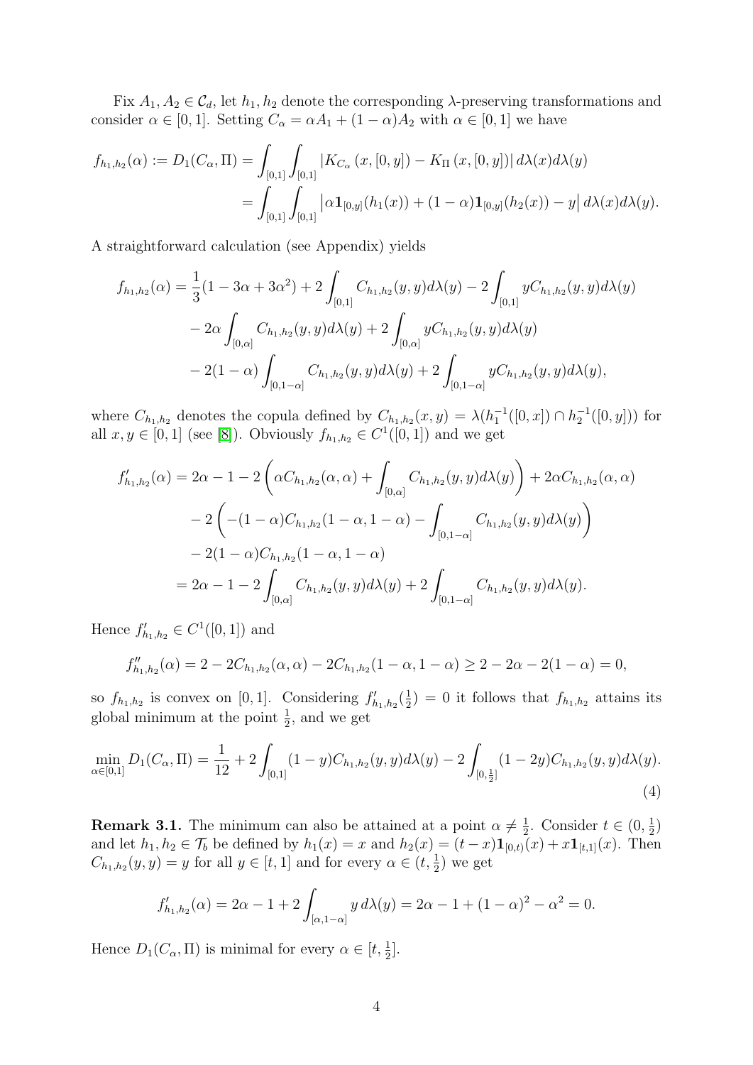Fix $A_1, A_2 \in \mathcal{C}_d$, let $h_1, h_2$ denote the corresponding $\lambda$-preserving transformations and consider $\alpha \in [0,1]$. Setting $C_\alpha = \alpha A_1 + (1-\alpha) A_2$ with $\alpha \in [0,1]$ we have

$$
\begin{aligned}
f_{h_1,h_2}(\alpha) := D_1(C_\alpha, \Pi) &= \int_{[0,1]} \int_{[0,1]} \left| K_{C_\alpha}(x, [0,y]) - K_\Pi(x, [0,y]) \right| d\lambda(x) d\lambda(y) \\
&= \int_{[0,1]} \int_{[0,1]} \left| \alpha \mathbf{1}_{[0,y]}(h_1(x)) + (1-\alpha) \mathbf{1}_{[0,y]}(h_2(x)) - y \right| d\lambda(x) d\lambda(y).
\end{aligned}
$$

A straightforward calculation (see Appendix) yields

$$
\begin{aligned}
f_{h_1,h_2}(\alpha) = & \frac{1}{3}(1 - 3\alpha + 3\alpha^2) + 2\int_{[0,1]} C_{h_1,h_2}(y,y) d\lambda(y) - 2\int_{[0,1]} y C_{h_1,h_2}(y,y) d\lambda(y) \\
& - 2\alpha \int_{[0,\alpha]} C_{h_1,h_2}(y,y) d\lambda(y) + 2\int_{[0,\alpha]} y C_{h_1,h_2}(y,y) d\lambda(y) \\
& - 2(1-\alpha) \int_{[0,1-\alpha]} C_{h_1,h_2}(y,y) d\lambda(y) + 2\int_{[0,1-\alpha]} y C_{h_1,h_2}(y,y) d\lambda(y),
\end{aligned}
$$

where $C_{h_1,h_2}$ denotes the copula defined by $C_{h_1,h_2}(x,y) = \lambda(h_1^{-1}([0,x]) \cap h_2^{-1}([0,y]))$ for all $x, y \in [0,1]$ (see [8]). Obviously $f_{h_1,h_2} \in C^1([0,1])$ and we get

$$
\begin{aligned}
f'_{h_1,h_2}(\alpha) &= 2\alpha - 1 - 2\left( \alpha C_{h_1,h_2}(\alpha,\alpha) + \int_{[0,\alpha]} C_{h_1,h_2}(y,y) d\lambda(y) \right) + 2\alpha C_{h_1,h_2}(\alpha,\alpha) \\
&\quad - 2\left( -(1-\alpha) C_{h_1,h_2}(1-\alpha, 1-\alpha) - \int_{[0,1-\alpha]} C_{h_1,h_2}(y,y) d\lambda(y) \right) \\
&\quad - 2(1-\alpha) C_{h_1,h_2}(1-\alpha, 1-\alpha) \\
&= 2\alpha - 1 - 2\int_{[0,\alpha]} C_{h_1,h_2}(y,y) d\lambda(y) + 2\int_{[0,1-\alpha]} C_{h_1,h_2}(y,y) d\lambda(y).
\end{aligned}
$$

Hence $f'_{h_1,h_2} \in C^1([0,1])$ and

$$
f''_{h_1,h_2}(\alpha) = 2 - 2C_{h_1,h_2}(\alpha,\alpha) - 2C_{h_1,h_2}(1-\alpha, 1-\alpha) \geq 2 - 2\alpha - 2(1-\alpha) = 0,
$$

so $f_{h_1,h_2}$ is convex on $[0,1]$. Considering $f'_{h_1,h_2}(\frac{1}{2}) = 0$ it follows that $f_{h_1,h_2}$ attains its global minimum at the point $\frac{1}{2}$, and we get

$$
\min_{\alpha \in [0,1]} D_1(C_\alpha, \Pi) = \frac{1}{12} + 2\int_{[0,1]} (1-y) C_{h_1,h_2}(y,y) d\lambda(y) - 2\int_{[0,\frac{1}{2}]} (1-2y) C_{h_1,h_2}(y,y) d\lambda(y). \tag{4}
$$

**Remark 3.1.** The minimum can also be attained at a point $\alpha \neq \frac{1}{2}$. Consider $t \in (0, \frac{1}{2})$ and let $h_1, h_2 \in \mathcal{T}_b$ be defined by $h_1(x) = x$ and $h_2(x) = (t-x)\mathbf{1}_{[0,t)}(x) + x\mathbf{1}_{[t,1]}(x)$. Then $C_{h_1,h_2}(y,y) = y$ for all $y \in [t,1]$ and for every $\alpha \in (t, \frac{1}{2})$ we get

$$
f'_{h_1,h_2}(\alpha) = 2\alpha - 1 + 2\int_{[\alpha, 1-\alpha]} y \, d\lambda(y) = 2\alpha - 1 + (1-\alpha)^2 - \alpha^2 = 0.
$$

Hence $D_1(C_\alpha, \Pi)$ is minimal for every $\alpha \in [t, \frac{1}{2}]$.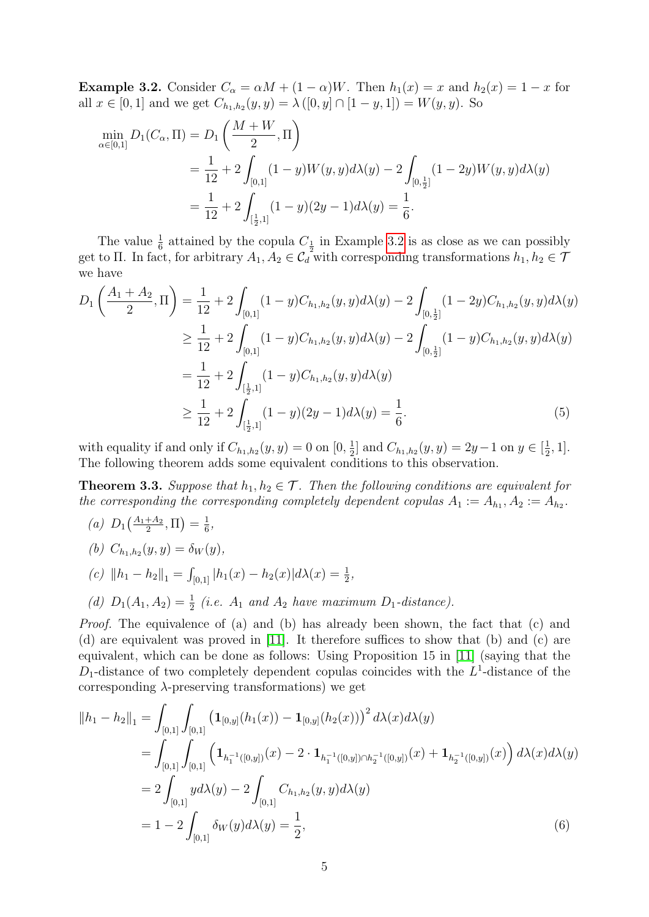**Example 3.2.** Consider $C_\alpha = \alpha M + (1-\alpha)W$. Then $h_1(x) = x$ and $h_2(x) = 1-x$ for all $x \in [0,1]$ and we get $C_{h_1,h_2}(y,y) = \lambda([0,y] \cap [1-y,1]) = W(y,y)$. So

$$
\begin{aligned}
\min_{\alpha \in [0,1]} D_1(C_\alpha, \Pi) &= D_1\left(\frac{M+W}{2}, \Pi\right) \\
&= \frac{1}{12} + 2\int_{[0,1]} (1-y)W(y,y)d\lambda(y) - 2\int_{[0,\frac{1}{2}]} (1-2y)W(y,y)d\lambda(y) \\
&= \frac{1}{12} + 2\int_{[\frac{1}{2},1]} (1-y)(2y-1)d\lambda(y) = \frac{1}{6}.
\end{aligned}
$$

The value $\frac{1}{6}$ attained by the copula $C_{\frac{1}{2}}$ in Example 3.2 is as close as we can possibly get to $\Pi$. In fact, for arbitrary $A_1, A_2 \in \mathcal{C}_d$ with corresponding transformations $h_1, h_2 \in \mathcal{T}$ we have

$$
\begin{aligned}
D_1\left(\frac{A_1+A_2}{2}, \Pi\right) &= \frac{1}{12} + 2\int_{[0,1]} (1-y)C_{h_1,h_2}(y,y)d\lambda(y) - 2\int_{[0,\frac{1}{2}]} (1-2y)C_{h_1,h_2}(y,y)d\lambda(y) \\
&\geq \frac{1}{12} + 2\int_{[0,1]} (1-y)C_{h_1,h_2}(y,y)d\lambda(y) - 2\int_{[0,\frac{1}{2}]} (1-y)C_{h_1,h_2}(y,y)d\lambda(y) \\
&= \frac{1}{12} + 2\int_{[\frac{1}{2},1]} (1-y)C_{h_1,h_2}(y,y)d\lambda(y) \\
&\geq \frac{1}{12} + 2\int_{[\frac{1}{2},1]} (1-y)(2y-1)d\lambda(y) = \frac{1}{6}. \qquad (5)
\end{aligned}
$$

with equality if and only if $C_{h_1,h_2}(y,y) = 0$ on $[0,\frac{1}{2}]$ and $C_{h_1,h_2}(y,y) = 2y-1$ on $y \in [\frac{1}{2},1]$. The following theorem adds some equivalent conditions to this observation.

**Theorem 3.3.** *Suppose that $h_1, h_2 \in \mathcal{T}$. Then the following conditions are equivalent for the corresponding the corresponding completely dependent copulas $A_1 := A_{h_1}, A_2 := A_{h_2}$.*

*(a)* $D_1\big(\frac{A_1+A_2}{2}, \Pi\big) = \frac{1}{6}$,

*(b)* $C_{h_1,h_2}(y,y) = \delta_W(y)$,

*(c)* $\|h_1 - h_2\|_1 = \int_{[0,1]} |h_1(x) - h_2(x)| d\lambda(x) = \frac{1}{2}$,

*(d)* $D_1(A_1, A_2) = \frac{1}{2}$ *(i.e. $A_1$ and $A_2$ have maximum $D_1$-distance).*

*Proof.* The equivalence of (a) and (b) has already been shown, the fact that (c) and (d) are equivalent was proved in [11]. It therefore suffices to show that (b) and (c) are equivalent, which can be done as follows: Using Proposition 15 in [11] (saying that the $D_1$-distance of two completely dependent copulas coincides with the $L^1$-distance of the corresponding $\lambda$-preserving transformations) we get

$$
\begin{aligned}
\|h_1 - h_2\|_1 &= \int_{[0,1]} \int_{[0,1]} \big(\mathbf{1}_{[0,y]}(h_1(x)) - \mathbf{1}_{[0,y]}(h_2(x))\big)^2 d\lambda(x) d\lambda(y) \\
&= \int_{[0,1]} \int_{[0,1]} \Big(\mathbf{1}_{h_1^{-1}([0,y])}(x) - 2 \cdot \mathbf{1}_{h_1^{-1}([0,y]) \cap h_2^{-1}([0,y])}(x) + \mathbf{1}_{h_2^{-1}([0,y])}(x)\Big) d\lambda(x) d\lambda(y) \\
&= 2\int_{[0,1]} y d\lambda(y) - 2\int_{[0,1]} C_{h_1,h_2}(y,y) d\lambda(y) \\
&= 1 - 2\int_{[0,1]} \delta_W(y) d\lambda(y) = \frac{1}{2}, \qquad (6)
\end{aligned}
$$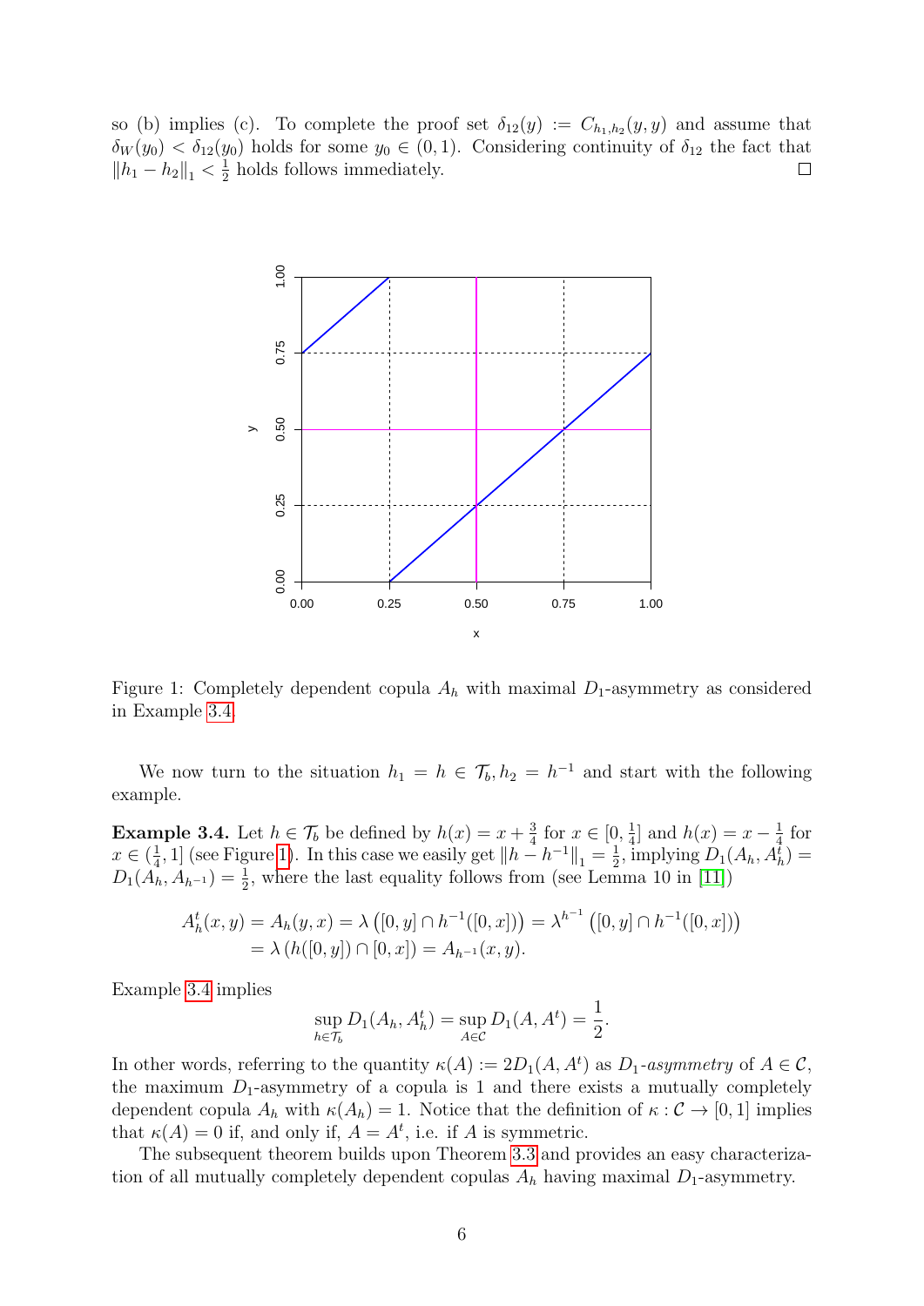so (b) implies (c). To complete the proof set $\delta_{12}(y) := C_{h_1,h_2}(y,y)$ and assume that $\delta_W(y_0) < \delta_{12}(y_0)$ holds for some $y_0 \in (0,1)$. Considering continuity of $\delta_{12}$ the fact that $\|h_1 - h_2\|_1 < \frac{1}{2}$ holds follows immediately. □

Figure 1: Completely dependent copula $A_h$ with maximal $D_1$-asymmetry as considered in Example 3.4.

We now turn to the situation $h_1 = h \in \mathcal{T}_b, h_2 = h^{-1}$ and start with the following example.

**Example 3.4.** Let $h \in \mathcal{T}_b$ be defined by $h(x) = x + \frac{3}{4}$ for $x \in [0, \frac{1}{4}]$ and $h(x) = x - \frac{1}{4}$ for $x \in (\frac{1}{4}, 1]$ (see Figure 1). In this case we easily get $\|h - h^{-1}\|_1 = \frac{1}{2}$, implying $D_1(A_h, A_h^t) = D_1(A_h, A_{h^{-1}}) = \frac{1}{2}$, where the last equality follows from (see Lemma 10 in [11])

$$\begin{aligned} A_h^t(x,y) &= A_h(y,x) = \lambda\left([0,y] \cap h^{-1}([0,x])\right) = \lambda^{h^{-1}}\left([0,y] \cap h^{-1}([0,x])\right) \\ &= \lambda\left(h([0,y]) \cap [0,x]\right) = A_{h^{-1}}(x,y). \end{aligned}$$

Example 3.4 implies

$$\sup_{h \in \mathcal{T}_b} D_1(A_h, A_h^t) = \sup_{A \in \mathcal{C}} D_1(A, A^t) = \frac{1}{2}.$$

In other words, referring to the quantity $\kappa(A) := 2D_1(A, A^t)$ as *$D_1$-asymmetry* of $A \in \mathcal{C}$, the maximum $D_1$-asymmetry of a copula is 1 and there exists a mutually completely dependent copula $A_h$ with $\kappa(A_h) = 1$. Notice that the definition of $\kappa : \mathcal{C} \to [0,1]$ implies that $\kappa(A) = 0$ if, and only if, $A = A^t$, i.e. if $A$ is symmetric.

The subsequent theorem builds upon Theorem 3.3 and provides an easy characterization of all mutually completely dependent copulas $A_h$ having maximal $D_1$-asymmetry.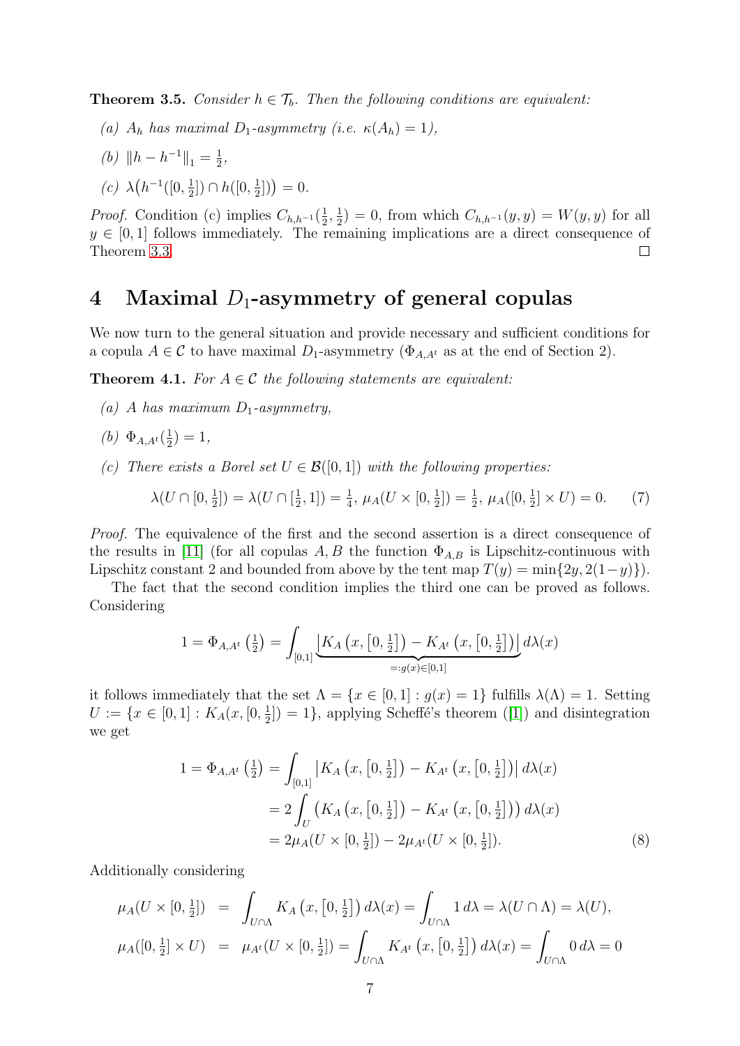**Theorem 3.5.** *Consider $h \in \mathcal{T}_b$. Then the following conditions are equivalent:*

*(a) $A_h$ has maximal $D_1$-asymmetry (i.e. $\kappa(A_h) = 1$),*

*(b) $\|h - h^{-1}\|_1 = \frac{1}{2}$,*

*(c) $\lambda\big(h^{-1}([0, \frac{1}{2}]) \cap h([0, \frac{1}{2}])\big) = 0$.*

*Proof.* Condition (c) implies $C_{h,h^{-1}}(\frac{1}{2}, \frac{1}{2}) = 0$, from which $C_{h,h^{-1}}(y, y) = W(y, y)$ for all $y \in [0, 1]$ follows immediately. The remaining implications are a direct consequence of Theorem 3.3. $\square$

# 4 Maximal $D_1$-asymmetry of general copulas

We now turn to the general situation and provide necessary and sufficient conditions for a copula $A \in \mathcal{C}$ to have maximal $D_1$-asymmetry ($\Phi_{A,A^t}$ as at the end of Section 2).

**Theorem 4.1.** *For $A \in \mathcal{C}$ the following statements are equivalent:*

*(a) $A$ has maximum $D_1$-asymmetry,*

*(b) $\Phi_{A,A^t}(\frac{1}{2}) = 1$,*

*(c) There exists a Borel set $U \in \mathcal{B}([0, 1])$ with the following properties:*

$$\lambda(U \cap [0, \tfrac{1}{2}]) = \lambda(U \cap [\tfrac{1}{2}, 1]) = \tfrac{1}{4},\ \mu_A(U \times [0, \tfrac{1}{2}]) = \tfrac{1}{2},\ \mu_A([0, \tfrac{1}{2}] \times U) = 0. \tag{7}$$

*Proof.* The equivalence of the first and the second assertion is a direct consequence of the results in [11] (for all copulas $A, B$ the function $\Phi_{A,B}$ is Lipschitz-continuous with Lipschitz constant 2 and bounded from above by the tent map $T(y) = \min\{2y, 2(1-y)\}$).

The fact that the second condition implies the third one can be proved as follows. Considering

$$1 = \Phi_{A,A^t}\left(\tfrac{1}{2}\right) = \int_{[0,1]} \underbrace{\left|K_A\left(x, \left[0, \tfrac{1}{2}\right]\right) - K_{A^t}\left(x, \left[0, \tfrac{1}{2}\right]\right)\right|}_{=:g(x) \in [0,1]} d\lambda(x)$$

it follows immediately that the set $\Lambda = \{x \in [0, 1] : g(x) = 1\}$ fulfills $\lambda(\Lambda) = 1$. Setting $U := \{x \in [0, 1] : K_A(x, [0, \frac{1}{2}]) = 1\}$, applying Scheffé's theorem ([1]) and disintegration we get

$$\begin{aligned}
1 = \Phi_{A,A^t}\left(\tfrac{1}{2}\right) &= \int_{[0,1]} \left|K_A\left(x, \left[0, \tfrac{1}{2}\right]\right) - K_{A^t}\left(x, \left[0, \tfrac{1}{2}\right]\right)\right| d\lambda(x) \\
&= 2 \int_U \left(K_A\left(x, \left[0, \tfrac{1}{2}\right]\right) - K_{A^t}\left(x, \left[0, \tfrac{1}{2}\right]\right)\right) d\lambda(x) \\
&= 2\mu_A(U \times [0, \tfrac{1}{2}]) - 2\mu_{A^t}(U \times [0, \tfrac{1}{2}]).
\end{aligned} \tag{8}$$

Additionally considering

$$\begin{aligned}
\mu_A(U \times [0, \tfrac{1}{2}]) &= \int_{U \cap \Lambda} K_A\left(x, \left[0, \tfrac{1}{2}\right]\right) d\lambda(x) = \int_{U \cap \Lambda} 1\, d\lambda = \lambda(U \cap \Lambda) = \lambda(U), \\
\mu_A([0, \tfrac{1}{2}] \times U) &= \mu_{A^t}(U \times [0, \tfrac{1}{2}]) = \int_{U \cap \Lambda} K_{A^t}\left(x, \left[0, \tfrac{1}{2}\right]\right) d\lambda(x) = \int_{U \cap \Lambda} 0\, d\lambda = 0
\end{aligned}$$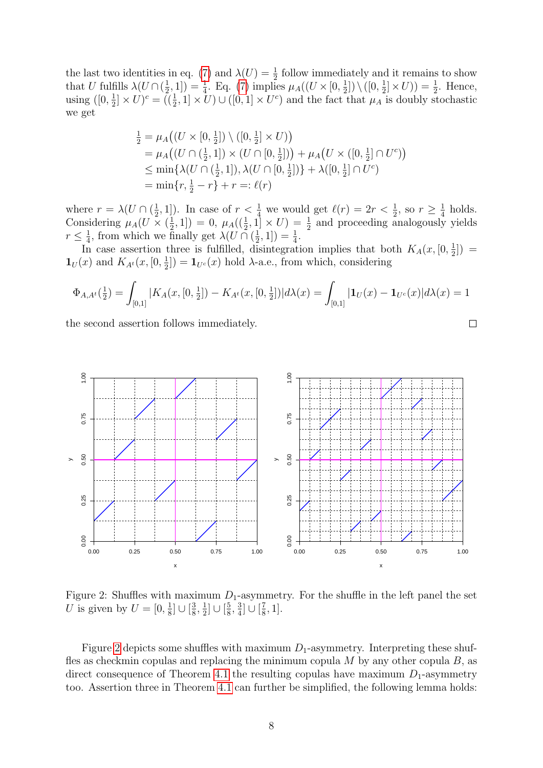the last two identities in eq. (7) and $\lambda(U) = \frac{1}{2}$ follow immediately and it remains to show that $U$ fulfills $\lambda(U \cap (\frac{1}{2}, 1]) = \frac{1}{4}$. Eq. (7) implies $\mu_A((U \times [0, \frac{1}{2}]) \setminus ([0, \frac{1}{2}] \times U)) = \frac{1}{2}$. Hence, using $([0, \frac{1}{2}] \times U)^c = ((\frac{1}{2}, 1] \times U) \cup ([0, 1] \times U^c)$ and the fact that $\mu_A$ is doubly stochastic we get

$$
\begin{aligned}
\tfrac{1}{2} &= \mu_A\big((U \times [0, \tfrac{1}{2}]) \setminus ([0, \tfrac{1}{2}] \times U)\big) \\
&= \mu_A\big((U \cap (\tfrac{1}{2}, 1]) \times (U \cap [0, \tfrac{1}{2}])\big) + \mu_A\big(U \times ([0, \tfrac{1}{2}] \cap U^c)\big) \\
&\leq \min\{\lambda(U \cap (\tfrac{1}{2}, 1]), \lambda(U \cap [0, \tfrac{1}{2}])\} + \lambda([0, \tfrac{1}{2}] \cap U^c) \\
&= \min\{r, \tfrac{1}{2} - r\} + r =: \ell(r)
\end{aligned}
$$

where $r = \lambda(U \cap (\frac{1}{2}, 1])$. In case of $r < \frac{1}{4}$ we would get $\ell(r) = 2r < \frac{1}{2}$, so $r \geq \frac{1}{4}$ holds. Considering $\mu_A(U \times (\frac{1}{2}, 1]) = 0$, $\mu_A((\frac{1}{2}, 1] \times U) = \frac{1}{2}$ and proceeding analogously yields $r \leq \frac{1}{4}$, from which we finally get $\lambda(U \cap (\frac{1}{2}, 1]) = \frac{1}{4}$.

In case assertion three is fulfilled, disintegration implies that both $K_A(x, [0, \frac{1}{2}]) = \mathbf{1}_U(x)$ and $K_{A^t}(x, [0, \frac{1}{2}]) = \mathbf{1}_{U^c}(x)$ hold $\lambda$-a.e., from which, considering

$$
\Phi_{A,A^t}(\tfrac{1}{2}) = \int_{[0,1]} |K_A(x, [0, \tfrac{1}{2}]) - K_{A^t}(x, [0, \tfrac{1}{2}])| d\lambda(x) = \int_{[0,1]} |\mathbf{1}_U(x) - \mathbf{1}_{U^c}(x)| d\lambda(x) = 1
$$

the second assertion follows immediately. $\square$

Figure 2: Shuffles with maximum $D_1$-asymmetry. For the shuffle in the left panel the set $U$ is given by $U = [0, \frac{1}{8}] \cup [\frac{3}{8}, \frac{1}{2}] \cup [\frac{5}{8}, \frac{3}{4}] \cup [\frac{7}{8}, 1]$.

Figure 2 depicts some shuffles with maximum $D_1$-asymmetry. Interpreting these shuffles as checkmin copulas and replacing the minimum copula $M$ by any other copula $B$, as direct consequence of Theorem 4.1 the resulting copulas have maximum $D_1$-asymmetry too. Assertion three in Theorem 4.1 can further be simplified, the following lemma holds: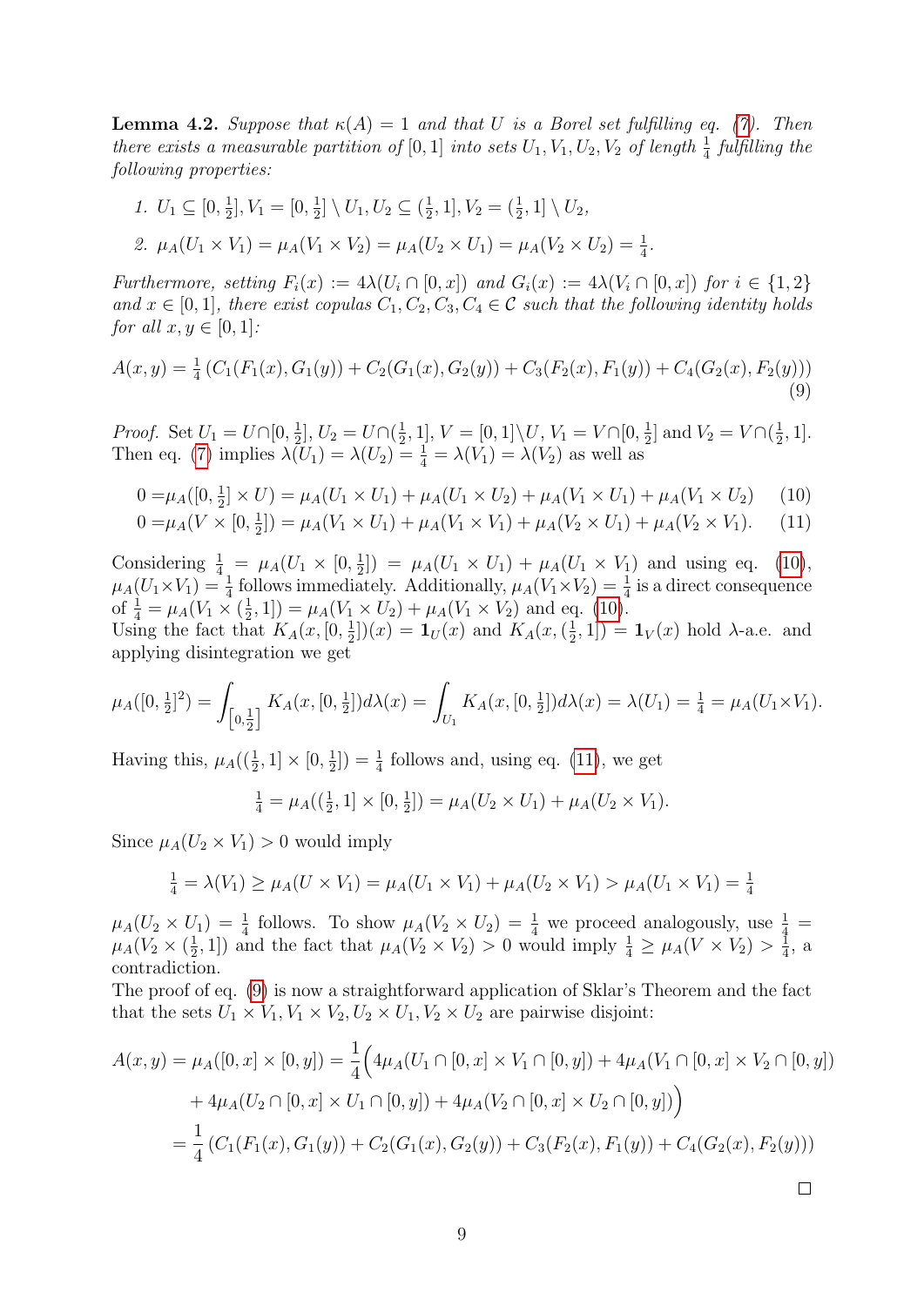**Lemma 4.2.** *Suppose that $\kappa(A) = 1$ and that $U$ is a Borel set fulfilling eq. (7). Then there exists a measurable partition of $[0, 1]$ into sets $U_1, V_1, U_2, V_2$ of length $\frac{1}{4}$ fulfilling the following properties:*

1. *$U_1 \subseteq [0, \frac{1}{2}], V_1 = [0, \frac{1}{2}] \setminus U_1, U_2 \subseteq (\frac{1}{2}, 1], V_2 = (\frac{1}{2}, 1] \setminus U_2$,*
2. *$\mu_A(U_1 \times V_1) = \mu_A(V_1 \times V_2) = \mu_A(U_2 \times U_1) = \mu_A(V_2 \times U_2) = \frac{1}{4}$.*

*Furthermore, setting $F_i(x) := 4\lambda(U_i \cap [0, x])$ and $G_i(x) := 4\lambda(V_i \cap [0, x])$ for $i \in \{1, 2\}$ and $x \in [0, 1]$, there exist copulas $C_1, C_2, C_3, C_4 \in \mathcal{C}$ such that the following identity holds for all $x, y \in [0, 1]$:*

$$A(x, y) = \tfrac{1}{4} \left( C_1(F_1(x), G_1(y)) + C_2(G_1(x), G_2(y)) + C_3(F_2(x), F_1(y)) + C_4(G_2(x), F_2(y)) \right) \tag{9}$$

*Proof.* Set $U_1 = U \cap [0, \frac{1}{2}]$, $U_2 = U \cap (\frac{1}{2}, 1]$, $V = [0, 1] \setminus U$, $V_1 = V \cap [0, \frac{1}{2}]$ and $V_2 = V \cap (\frac{1}{2}, 1]$. Then eq. (7) implies $\lambda(U_1) = \lambda(U_2) = \frac{1}{4} = \lambda(V_1) = \lambda(V_2)$ as well as

$$0 = \mu_A([0, \tfrac{1}{2}] \times U) = \mu_A(U_1 \times U_1) + \mu_A(U_1 \times U_2) + \mu_A(V_1 \times U_1) + \mu_A(V_1 \times U_2) \tag{10}$$

$$0 = \mu_A(V \times [0, \tfrac{1}{2}]) = \mu_A(V_1 \times U_1) + \mu_A(V_1 \times V_1) + \mu_A(V_2 \times U_1) + \mu_A(V_2 \times V_1). \tag{11}$$

Considering $\frac{1}{4} = \mu_A(U_1 \times [0, \frac{1}{2}]) = \mu_A(U_1 \times U_1) + \mu_A(U_1 \times V_1)$ and using eq. (10), $\mu_A(U_1 \times V_1) = \frac{1}{4}$ follows immediately. Additionally, $\mu_A(V_1 \times V_2) = \frac{1}{4}$ is a direct consequence of $\frac{1}{4} = \mu_A(V_1 \times (\frac{1}{2}, 1]) = \mu_A(V_1 \times U_2) + \mu_A(V_1 \times V_2)$ and eq. (10).
Using the fact that $K_A(x, [0, \frac{1}{2}])(x) = \mathbf{1}_U(x)$ and $K_A(x, (\frac{1}{2}, 1]) = \mathbf{1}_V(x)$ hold $\lambda$-a.e. and applying disintegration we get

$$\mu_A([0, \tfrac{1}{2}]^2) = \int_{\left[0, \frac{1}{2}\right]} K_A(x, [0, \tfrac{1}{2}]) d\lambda(x) = \int_{U_1} K_A(x, [0, \tfrac{1}{2}]) d\lambda(x) = \lambda(U_1) = \tfrac{1}{4} = \mu_A(U_1 \times V_1).$$

Having this, $\mu_A((\frac{1}{2}, 1] \times [0, \frac{1}{2}]) = \frac{1}{4}$ follows and, using eq. (11), we get

$$\tfrac{1}{4} = \mu_A((\tfrac{1}{2}, 1] \times [0, \tfrac{1}{2}]) = \mu_A(U_2 \times U_1) + \mu_A(U_2 \times V_1).$$

Since $\mu_A(U_2 \times V_1) > 0$ would imply

$$\tfrac{1}{4} = \lambda(V_1) \geq \mu_A(U \times V_1) = \mu_A(U_1 \times V_1) + \mu_A(U_2 \times V_1) > \mu_A(U_1 \times V_1) = \tfrac{1}{4}$$

$\mu_A(U_2 \times U_1) = \frac{1}{4}$ follows. To show $\mu_A(V_2 \times U_2) = \frac{1}{4}$ we proceed analogously, use $\frac{1}{4} = \mu_A(V_2 \times (\frac{1}{2}, 1])$ and the fact that $\mu_A(V_2 \times V_2) > 0$ would imply $\frac{1}{4} \geq \mu_A(V \times V_2) > \frac{1}{4}$, a contradiction.
The proof of eq. (9) is now a straightforward application of Sklar's Theorem and the fact that the sets $U_1 \times V_1, V_1 \times V_2, U_2 \times U_1, V_2 \times U_2$ are pairwise disjoint:

$$\begin{aligned}
A(x, y) = \mu_A([0, x] \times [0, y]) &= \frac{1}{4} \Big( 4\mu_A(U_1 \cap [0, x] \times V_1 \cap [0, y]) + 4\mu_A(V_1 \cap [0, x] \times V_2 \cap [0, y]) \\
&\quad + 4\mu_A(U_2 \cap [0, x] \times U_1 \cap [0, y]) + 4\mu_A(V_2 \cap [0, x] \times U_2 \cap [0, y]) \Big) \\
&= \frac{1}{4} \left( C_1(F_1(x), G_1(y)) + C_2(G_1(x), G_2(y)) + C_3(F_2(x), F_1(y)) + C_4(G_2(x), F_2(y)) \right)
\end{aligned}$$

$\square$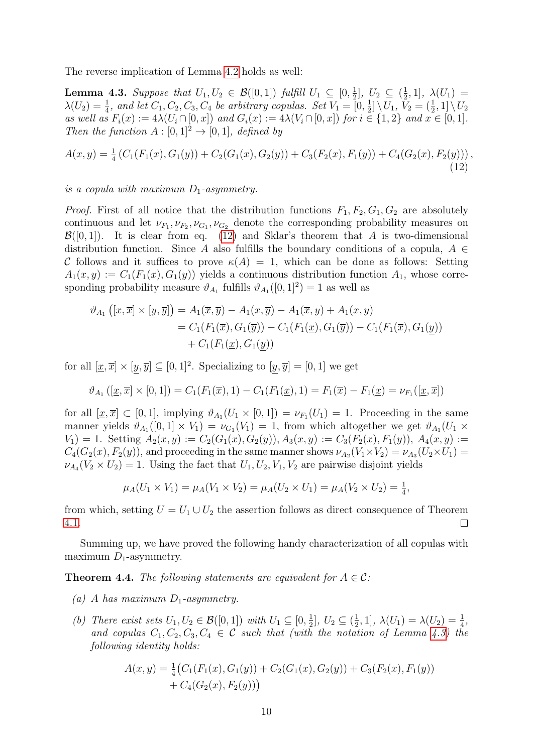The reverse implication of Lemma 4.2 holds as well:

**Lemma 4.3.** *Suppose that $U_1, U_2 \in \mathcal{B}([0,1])$ fulfill $U_1 \subseteq [0, \frac{1}{2}]$, $U_2 \subseteq (\frac{1}{2}, 1]$, $\lambda(U_1) = \lambda(U_2) = \frac{1}{4}$, and let $C_1, C_2, C_3, C_4$ be arbitrary copulas. Set $V_1 = [0, \frac{1}{2}] \setminus U_1$, $V_2 = (\frac{1}{2}, 1] \setminus U_2$ as well as $F_i(x) := 4\lambda(U_i \cap [0,x])$ and $G_i(x) := 4\lambda(V_i \cap [0,x])$ for $i \in \{1,2\}$ and $x \in [0,1]$. Then the function $A : [0,1]^2 \to [0,1]$, defined by*

$$A(x,y) = \tfrac{1}{4}\left(C_1(F_1(x), G_1(y)) + C_2(G_1(x), G_2(y)) + C_3(F_2(x), F_1(y)) + C_4(G_2(x), F_2(y))\right), \tag{12}$$

*is a copula with maximum $D_1$-asymmetry.*

*Proof.* First of all notice that the distribution functions $F_1, F_2, G_1, G_2$ are absolutely continuous and let $\nu_{F_1}, \nu_{F_2}, \nu_{G_1}, \nu_{G_2}$ denote the corresponding probability measures on $\mathcal{B}([0,1])$. It is clear from eq. (12) and Sklar's theorem that $A$ is two-dimensional distribution function. Since $A$ also fulfills the boundary conditions of a copula, $A \in \mathcal{C}$ follows and it suffices to prove $\kappa(A) = 1$, which can be done as follows: Setting $A_1(x,y) := C_1(F_1(x), G_1(y))$ yields a continuous distribution function $A_1$, whose corresponding probability measure $\vartheta_{A_1}$ fulfills $\vartheta_{A_1}([0,1]^2) = 1$ as well as

$$\begin{aligned}
\vartheta_{A_1}\left([\underline{x}, \overline{x}] \times [\underline{y}, \overline{y}]\right) &= A_1(\overline{x}, \overline{y}) - A_1(\underline{x}, \overline{y}) - A_1(\overline{x}, \underline{y}) + A_1(\underline{x}, \underline{y}) \\
&= C_1(F_1(\overline{x}), G_1(\overline{y})) - C_1(F_1(\underline{x}), G_1(\overline{y})) - C_1(F_1(\overline{x}), G_1(\underline{y})) \\
&\quad + C_1(F_1(\underline{x}), G_1(\underline{y}))
\end{aligned}$$

for all $[\underline{x}, \overline{x}] \times [\underline{y}, \overline{y}] \subseteq [0,1]^2$. Specializing to $[\underline{y}, \overline{y}] = [0,1]$ we get

$$\vartheta_{A_1}([\underline{x}, \overline{x}] \times [0,1]) = C_1(F_1(\overline{x}), 1) - C_1(F_1(\underline{x}), 1) = F_1(\overline{x}) - F_1(\underline{x}) = \nu_{F_1}([\underline{x}, \overline{x}])$$

for all $[\underline{x}, \overline{x}] \subset [0,1]$, implying $\vartheta_{A_1}(U_1 \times [0,1]) = \nu_{F_1}(U_1) = 1$. Proceeding in the same manner yields $\vartheta_{A_1}([0,1] \times V_1) = \nu_{G_1}(V_1) = 1$, from which altogether we get $\vartheta_{A_1}(U_1 \times V_1) = 1$. Setting $A_2(x,y) := C_2(G_1(x), G_2(y)), A_3(x,y) := C_3(F_2(x), F_1(y))$, $A_4(x,y) := C_4(G_2(x), F_2(y))$, and proceeding in the same manner shows $\nu_{A_2}(V_1 \times V_2) = \nu_{A_3}(U_2 \times U_1) = \nu_{A_4}(V_2 \times U_2) = 1$. Using the fact that $U_1, U_2, V_1, V_2$ are pairwise disjoint yields

$$\mu_A(U_1 \times V_1) = \mu_A(V_1 \times V_2) = \mu_A(U_2 \times U_1) = \mu_A(V_2 \times U_2) = \tfrac{1}{4},$$

from which, setting $U = U_1 \cup U_2$ the assertion follows as direct consequence of Theorem 4.1. ∎

Summing up, we have proved the following handy characterization of all copulas with maximum $D_1$-asymmetry.

**Theorem 4.4.** *The following statements are equivalent for $A \in \mathcal{C}$:*

- *(a) $A$ has maximum $D_1$-asymmetry.*
- *(b) There exist sets $U_1, U_2 \in \mathcal{B}([0,1])$ with $U_1 \subseteq [0, \frac{1}{2}]$, $U_2 \subseteq (\frac{1}{2}, 1]$, $\lambda(U_1) = \lambda(U_2) = \frac{1}{4}$, and copulas $C_1, C_2, C_3, C_4 \in \mathcal{C}$ such that (with the notation of Lemma 4.3) the following identity holds:*

$$\begin{aligned}
A(x,y) = \tfrac{1}{4}\big(&C_1(F_1(x), G_1(y)) + C_2(G_1(x), G_2(y)) + C_3(F_2(x), F_1(y)) \\
&+ C_4(G_2(x), F_2(y))\big)
\end{aligned}$$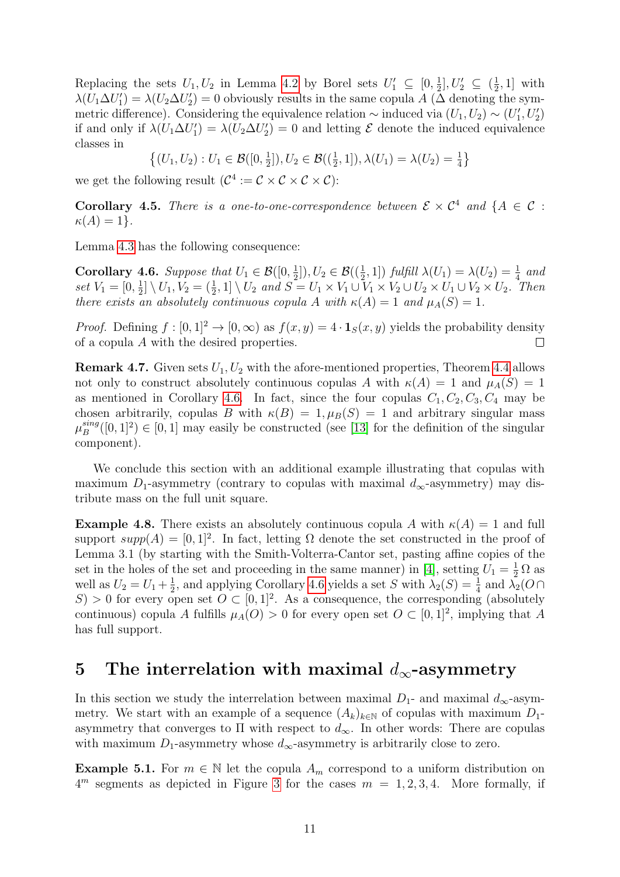Replacing the sets $U_1, U_2$ in Lemma 4.2 by Borel sets $U_1' \subseteq [0, \frac{1}{2}], U_2' \subseteq (\frac{1}{2}, 1]$ with $\lambda(U_1 \Delta U_1') = \lambda(U_2 \Delta U_2') = 0$ obviously results in the same copula $A$ ($\Delta$ denoting the symmetric difference). Considering the equivalence relation $\sim$ induced via $(U_1, U_2) \sim (U_1', U_2')$ if and only if $\lambda(U_1 \Delta U_1') = \lambda(U_2 \Delta U_2') = 0$ and letting $\mathcal{E}$ denote the induced equivalence classes in

$$\left\{(U_1, U_2) : U_1 \in \mathcal{B}([0, \tfrac{1}{2}]), U_2 \in \mathcal{B}((\tfrac{1}{2}, 1]), \lambda(U_1) = \lambda(U_2) = \tfrac{1}{4}\right\}$$

we get the following result ($\mathcal{C}^4 := \mathcal{C} \times \mathcal{C} \times \mathcal{C} \times \mathcal{C}$):

**Corollary 4.5.** *There is a one-to-one-correspondence between $\mathcal{E} \times \mathcal{C}^4$ and $\{A \in \mathcal{C} : \kappa(A) = 1\}$.*

Lemma 4.3 has the following consequence:

**Corollary 4.6.** *Suppose that $U_1 \in \mathcal{B}([0, \frac{1}{2}]), U_2 \in \mathcal{B}((\frac{1}{2}, 1])$ fulfill $\lambda(U_1) = \lambda(U_2) = \frac{1}{4}$ and set $V_1 = [0, \frac{1}{2}] \setminus U_1, V_2 = (\frac{1}{2}, 1] \setminus U_2$ and $S = U_1 \times V_1 \cup V_1 \times V_2 \cup U_2 \times U_1 \cup V_2 \times U_2$. Then there exists an absolutely continuous copula $A$ with $\kappa(A) = 1$ and $\mu_A(S) = 1$.*

*Proof.* Defining $f : [0, 1]^2 \to [0, \infty)$ as $f(x, y) = 4 \cdot \mathbf{1}_S(x, y)$ yields the probability density of a copula $A$ with the desired properties. □

**Remark 4.7.** Given sets $U_1, U_2$ with the afore-mentioned properties, Theorem 4.4 allows not only to construct absolutely continuous copulas $A$ with $\kappa(A) = 1$ and $\mu_A(S) = 1$ as mentioned in Corollary 4.6. In fact, since the four copulas $C_1, C_2, C_3, C_4$ may be chosen arbitrarily, copulas $B$ with $\kappa(B) = 1, \mu_B(S) = 1$ and arbitrary singular mass $\mu_B^{sing}([0, 1]^2) \in [0, 1]$ may easily be constructed (see [13] for the definition of the singular component).

We conclude this section with an additional example illustrating that copulas with maximum $D_1$-asymmetry (contrary to copulas with maximal $d_\infty$-asymmetry) may distribute mass on the full unit square.

**Example 4.8.** There exists an absolutely continuous copula $A$ with $\kappa(A) = 1$ and full support $supp(A) = [0, 1]^2$. In fact, letting $\Omega$ denote the set constructed in the proof of Lemma 3.1 (by starting with the Smith-Volterra-Cantor set, pasting affine copies of the set in the holes of the set and proceeding in the same manner) in [4], setting $U_1 = \frac{1}{2}\Omega$ as well as $U_2 = U_1 + \frac{1}{2}$, and applying Corollary 4.6 yields a set $S$ with $\lambda_2(S) = \frac{1}{4}$ and $\lambda_2(O \cap S) > 0$ for every open set $O \subset [0, 1]^2$. As a consequence, the corresponding (absolutely continuous) copula $A$ fulfills $\mu_A(O) > 0$ for every open set $O \subset [0, 1]^2$, implying that $A$ has full support.

# 5 The interrelation with maximal $d_\infty$-asymmetry

In this section we study the interrelation between maximal $D_1$- and maximal $d_\infty$-asymmetry. We start with an example of a sequence $(A_k)_{k \in \mathbb{N}}$ of copulas with maximum $D_1$-asymmetry that converges to $\Pi$ with respect to $d_\infty$. In other words: There are copulas with maximum $D_1$-asymmetry whose $d_\infty$-asymmetry is arbitrarily close to zero.

**Example 5.1.** For $m \in \mathbb{N}$ let the copula $A_m$ correspond to a uniform distribution on $4^m$ segments as depicted in Figure 3 for the cases $m = 1, 2, 3, 4$. More formally, if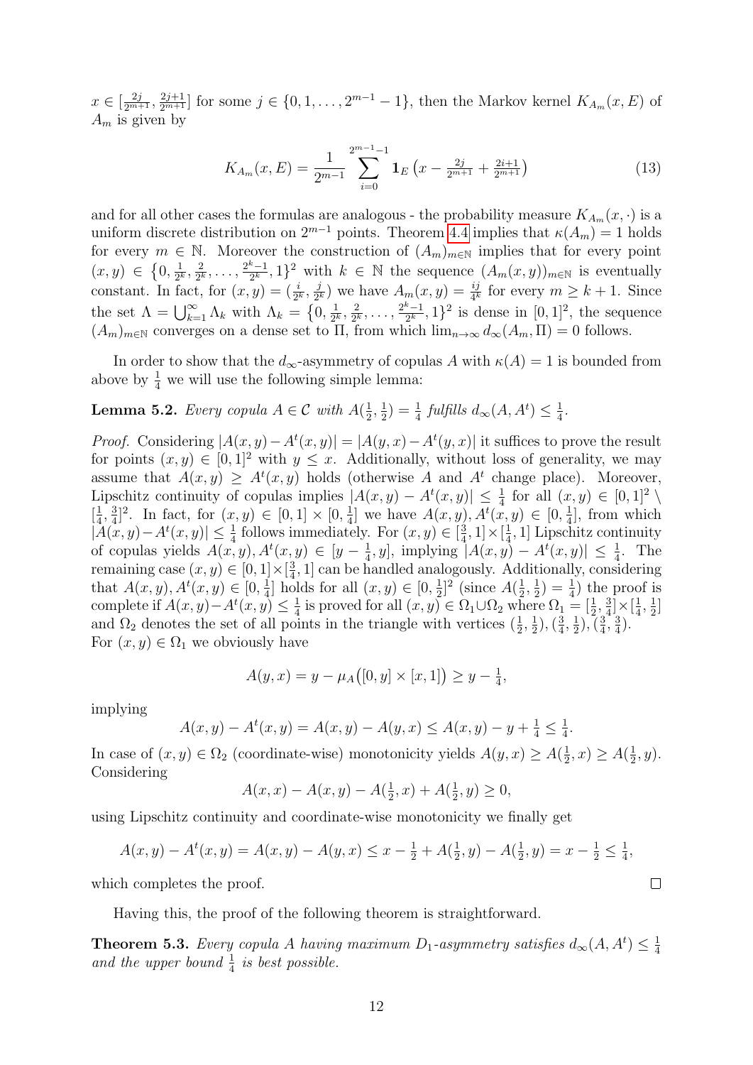$x \in [\frac{2j}{2^{m+1}}, \frac{2j+1}{2^{m+1}}]$ for some $j \in \{0, 1, \ldots, 2^{m-1}-1\}$, then the Markov kernel $K_{A_m}(x, E)$ of $A_m$ is given by

$$K_{A_m}(x, E) = \frac{1}{2^{m-1}} \sum_{i=0}^{2^{m-1}-1} \mathbf{1}_E \left(x - \tfrac{2j}{2^{m+1}} + \tfrac{2i+1}{2^{m+1}}\right) \tag{13}$$

and for all other cases the formulas are analogous - the probability measure $K_{A_m}(x, \cdot)$ is a uniform discrete distribution on $2^{m-1}$ points. Theorem 4.4 implies that $\kappa(A_m) = 1$ holds for every $m \in \mathbb{N}$. Moreover the construction of $(A_m)_{m\in\mathbb{N}}$ implies that for every point $(x, y) \in \{0, \frac{1}{2^k}, \frac{2}{2^k}, \ldots, \frac{2^k-1}{2^k}, 1\}^2$ with $k \in \mathbb{N}$ the sequence $(A_m(x, y))_{m\in\mathbb{N}}$ is eventually constant. In fact, for $(x, y) = (\frac{i}{2^k}, \frac{j}{2^k})$ we have $A_m(x, y) = \frac{ij}{4^k}$ for every $m \geq k+1$. Since the set $\Lambda = \bigcup_{k=1}^{\infty} \Lambda_k$ with $\Lambda_k = \{0, \frac{1}{2^k}, \frac{2}{2^k}, \ldots, \frac{2^k-1}{2^k}, 1\}^2$ is dense in $[0, 1]^2$, the sequence $(A_m)_{m\in\mathbb{N}}$ converges on a dense set to $\Pi$, from which $\lim_{n\to\infty} d_\infty(A_m, \Pi) = 0$ follows.

In order to show that the $d_\infty$-asymmetry of copulas $A$ with $\kappa(A) = 1$ is bounded from above by $\frac{1}{4}$ we will use the following simple lemma:

**Lemma 5.2.** *Every copula $A \in \mathcal{C}$ with $A(\frac{1}{2}, \frac{1}{2}) = \frac{1}{4}$ fulfills $d_\infty(A, A^t) \leq \frac{1}{4}$.*

*Proof.* Considering $|A(x, y) - A^t(x, y)| = |A(y, x) - A^t(y, x)|$ it suffices to prove the result for points $(x, y) \in [0, 1]^2$ with $y \leq x$. Additionally, without loss of generality, we may assume that $A(x, y) \geq A^t(x, y)$ holds (otherwise $A$ and $A^t$ change place). Moreover, Lipschitz continuity of copulas implies $|A(x, y) - A^t(x, y)| \leq \frac{1}{4}$ for all $(x, y) \in [0, 1]^2 \setminus [\frac{1}{4}, \frac{3}{4}]^2$. In fact, for $(x, y) \in [0, 1] \times [0, \frac{1}{4}]$ we have $A(x, y), A^t(x, y) \in [0, \frac{1}{4}]$, from which $|A(x, y) - A^t(x, y)| \leq \frac{1}{4}$ follows immediately. For $(x, y) \in [\frac{3}{4}, 1] \times [\frac{1}{4}, 1]$ Lipschitz continuity of copulas yields $A(x, y), A^t(x, y) \in [y - \frac{1}{4}, y]$, implying $|A(x, y) - A^t(x, y)| \leq \frac{1}{4}$. The remaining case $(x, y) \in [0, 1] \times [\frac{3}{4}, 1]$ can be handled analogously. Additionally, considering that $A(x, y), A^t(x, y) \in [0, \frac{1}{4}]$ holds for all $(x, y) \in [0, \frac{1}{2}]^2$ (since $A(\frac{1}{2}, \frac{1}{2}) = \frac{1}{4}$) the proof is complete if $A(x, y) - A^t(x, y) \leq \frac{1}{4}$ is proved for all $(x, y) \in \Omega_1 \cup \Omega_2$ where $\Omega_1 = [\frac{1}{2}, \frac{3}{4}] \times [\frac{1}{4}, \frac{1}{2}]$ and $\Omega_2$ denotes the set of all points in the triangle with vertices $(\frac{1}{2}, \frac{1}{2}), (\frac{3}{4}, \frac{1}{2}), (\frac{3}{4}, \frac{3}{4})$. For $(x, y) \in \Omega_1$ we obviously have

$$A(y, x) = y - \mu_A\big([0, y] \times [x, 1]\big) \geq y - \tfrac{1}{4},$$

implying

$$A(x, y) - A^t(x, y) = A(x, y) - A(y, x) \leq A(x, y) - y + \tfrac{1}{4} \leq \tfrac{1}{4}.$$

In case of $(x, y) \in \Omega_2$ (coordinate-wise) monotonicity yields $A(y, x) \geq A(\frac{1}{2}, x) \geq A(\frac{1}{2}, y)$. Considering

$$A(x, x) - A(x, y) - A(\tfrac{1}{2}, x) + A(\tfrac{1}{2}, y) \geq 0,$$

using Lipschitz continuity and coordinate-wise monotonicity we finally get

$$A(x, y) - A^t(x, y) = A(x, y) - A(y, x) \leq x - \tfrac{1}{2} + A(\tfrac{1}{2}, y) - A(\tfrac{1}{2}, y) = x - \tfrac{1}{2} \leq \tfrac{1}{4},$$

which completes the proof. $\square$

Having this, the proof of the following theorem is straightforward.

**Theorem 5.3.** *Every copula $A$ having maximum $D_1$-asymmetry satisfies $d_\infty(A, A^t) \leq \frac{1}{4}$ and the upper bound $\frac{1}{4}$ is best possible.*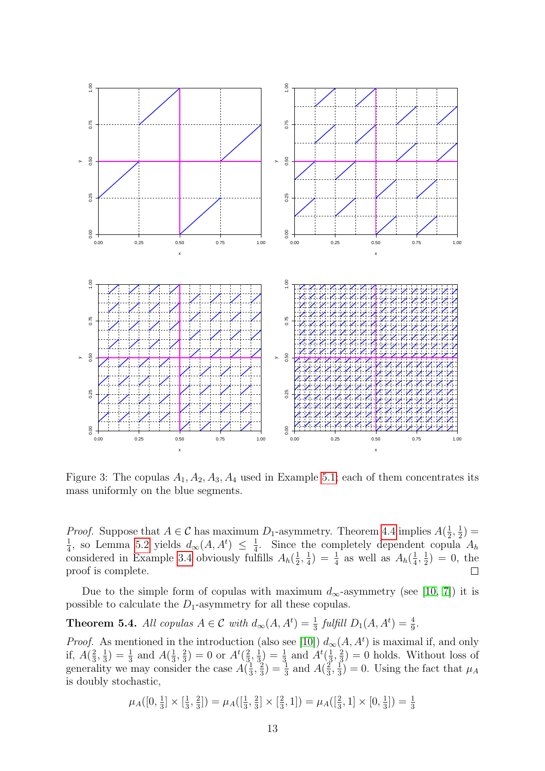Figure 3: The copulas $A_1, A_2, A_3, A_4$ used in Example 5.1; each of them concentrates its mass uniformly on the blue segments.

*Proof.* Suppose that $A \in \mathcal{C}$ has maximum $D_1$-asymmetry. Theorem 4.4 implies $A(\frac{1}{2}, \frac{1}{2}) = \frac{1}{4}$, so Lemma 5.2 yields $d_\infty(A, A^t) \leq \frac{1}{4}$. Since the completely dependent copula $A_h$ considered in Example 3.4 obviously fulfills $A_h(\frac{1}{2}, \frac{1}{4}) = \frac{1}{4}$ as well as $A_h(\frac{1}{4}, \frac{1}{2}) = 0$, the proof is complete. $\square$

Due to the simple form of copulas with maximum $d_\infty$-asymmetry (see [10, 7]) it is possible to calculate the $D_1$-asymmetry for all these copulas.

**Theorem 5.4.** *All copulas $A \in \mathcal{C}$ with $d_\infty(A, A^t) = \frac{1}{3}$ fulfill $D_1(A, A^t) = \frac{4}{9}$.*

*Proof.* As mentioned in the introduction (also see [10]) $d_\infty(A, A^t)$ is maximal if, and only if, $A(\frac{2}{3}, \frac{1}{3}) = \frac{1}{3}$ and $A(\frac{1}{3}, \frac{2}{3}) = 0$ or $A^t(\frac{2}{3}, \frac{1}{3}) = \frac{1}{3}$ and $A^t(\frac{1}{3}, \frac{2}{3}) = 0$ holds. Without loss of generality we may consider the case $A(\frac{1}{3}, \frac{2}{3}) = \frac{1}{3}$ and $A(\frac{2}{3}, \frac{1}{3}) = 0$. Using the fact that $\mu_A$ is doubly stochastic,

$$\mu_A([0, \tfrac{1}{3}] \times [\tfrac{1}{3}, \tfrac{2}{3}]) = \mu_A([\tfrac{1}{3}, \tfrac{2}{3}] \times [\tfrac{2}{3}, 1]) = \mu_A([\tfrac{2}{3}, 1] \times [0, \tfrac{1}{3}]) = \tfrac{1}{3}$$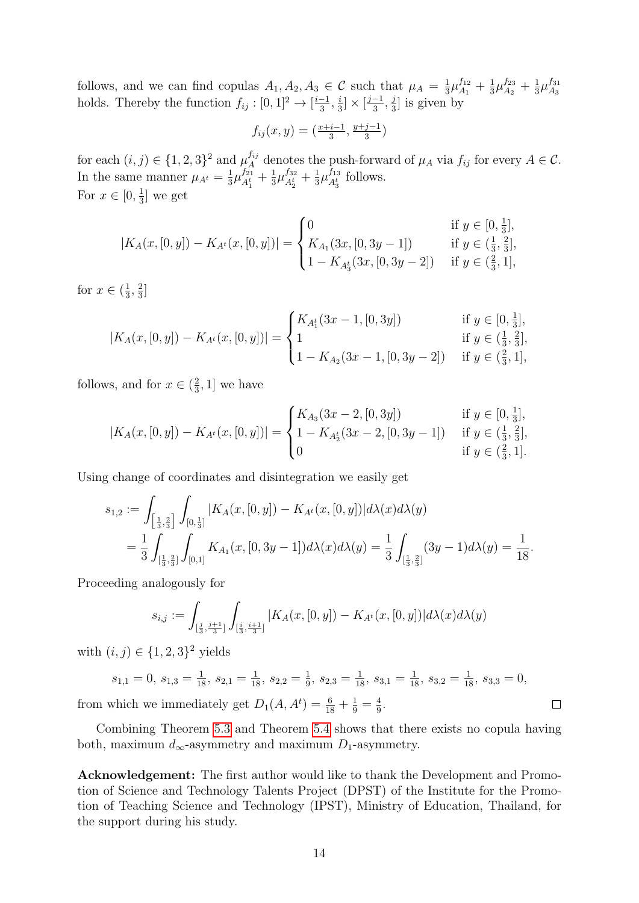follows, and we can find copulas $A_1, A_2, A_3 \in \mathcal{C}$ such that $\mu_A = \frac{1}{3}\mu_{A_1}^{f_{12}} + \frac{1}{3}\mu_{A_2}^{f_{23}} + \frac{1}{3}\mu_{A_3}^{f_{31}}$ holds. Thereby the function $f_{ij} : [0,1]^2 \to [\frac{i-1}{3}, \frac{i}{3}] \times [\frac{j-1}{3}, \frac{j}{3}]$ is given by

$$f_{ij}(x,y) = (\tfrac{x+i-1}{3}, \tfrac{y+j-1}{3})$$

for each $(i,j) \in \{1,2,3\}^2$ and $\mu_A^{f_{ij}}$ denotes the push-forward of $\mu_A$ via $f_{ij}$ for every $A \in \mathcal{C}$. In the same manner $\mu_{A^t} = \frac{1}{3}\mu_{A_1^t}^{f_{21}} + \frac{1}{3}\mu_{A_2^t}^{f_{32}} + \frac{1}{3}\mu_{A_3^t}^{f_{13}}$ follows.
For $x \in [0, \frac{1}{3}]$ we get

$$|K_A(x,[0,y]) - K_{A^t}(x,[0,y])| = \begin{cases} 0 & \text{if } y \in [0, \frac{1}{3}], \\ K_{A_1}(3x, [0, 3y-1]) & \text{if } y \in (\frac{1}{3}, \frac{2}{3}], \\ 1 - K_{A_3^t}(3x, [0, 3y-2]) & \text{if } y \in (\frac{2}{3}, 1], \end{cases}$$

for $x \in (\frac{1}{3}, \frac{2}{3}]$

$$|K_A(x,[0,y]) - K_{A^t}(x,[0,y])| = \begin{cases} K_{A_1^t}(3x-1, [0, 3y]) & \text{if } y \in [0, \frac{1}{3}], \\ 1 & \text{if } y \in (\frac{1}{3}, \frac{2}{3}], \\ 1 - K_{A_2}(3x-1, [0, 3y-2]) & \text{if } y \in (\frac{2}{3}, 1], \end{cases}$$

follows, and for $x \in (\frac{2}{3}, 1]$ we have

$$|K_A(x,[0,y]) - K_{A^t}(x,[0,y])| = \begin{cases} K_{A_3}(3x-2, [0, 3y]) & \text{if } y \in [0, \frac{1}{3}], \\ 1 - K_{A_2^t}(3x-2, [0, 3y-1]) & \text{if } y \in (\frac{1}{3}, \frac{2}{3}], \\ 0 & \text{if } y \in (\frac{2}{3}, 1]. \end{cases}$$

Using change of coordinates and disintegration we easily get

$$\begin{aligned} s_{1,2} &:= \int_{\left[\frac{1}{3}, \frac{2}{3}\right]} \int_{[0, \frac{1}{3}]} |K_A(x,[0,y]) - K_{A^t}(x,[0,y])| d\lambda(x) d\lambda(y) \\ &= \frac{1}{3} \int_{[\frac{1}{3}, \frac{2}{3}]} \int_{[0,1]} K_{A_1}(x, [0, 3y-1]) d\lambda(x) d\lambda(y) = \frac{1}{3} \int_{[\frac{1}{3}, \frac{2}{3}]} (3y-1) d\lambda(y) = \frac{1}{18}. \end{aligned}$$

Proceeding analogously for

$$s_{i,j} := \int_{[\frac{j}{3}, \frac{j+1}{3}]} \int_{[\frac{i}{3}, \frac{i+1}{3}]} |K_A(x,[0,y]) - K_{A^t}(x,[0,y])| d\lambda(x) d\lambda(y)$$

with $(i,j) \in \{1,2,3\}^2$ yields

$$s_{1,1} = 0,\ s_{1,3} = \tfrac{1}{18},\ s_{2,1} = \tfrac{1}{18},\ s_{2,2} = \tfrac{1}{9},\ s_{2,3} = \tfrac{1}{18},\ s_{3,1} = \tfrac{1}{18},\ s_{3,2} = \tfrac{1}{18},\ s_{3,3} = 0,$$

from which we immediately get $D_1(A, A^t) = \frac{6}{18} + \frac{1}{9} = \frac{4}{9}$. □

Combining Theorem 5.3 and Theorem 5.4 shows that there exists no copula having both, maximum $d_\infty$-asymmetry and maximum $D_1$-asymmetry.

**Acknowledgement:** The first author would like to thank the Development and Promotion of Science and Technology Talents Project (DPST) of the Institute for the Promotion of Teaching Science and Technology (IPST), Ministry of Education, Thailand, for the support during his study.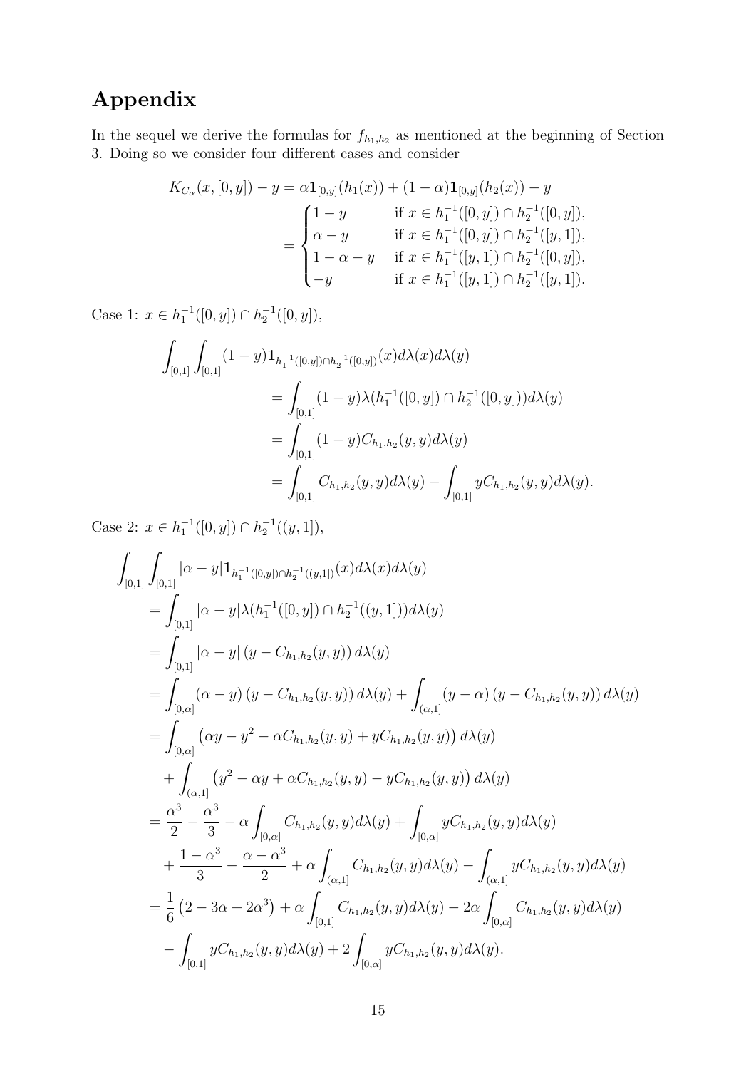# Appendix

In the sequel we derive the formulas for $f_{h_1,h_2}$ as mentioned at the beginning of Section 3. Doing so we consider four different cases and consider

$$
\begin{aligned}
K_{C_\alpha}(x,[0,y]) - y &= \alpha \mathbf{1}_{[0,y]}(h_1(x)) + (1-\alpha)\mathbf{1}_{[0,y]}(h_2(x)) - y \\
&= \begin{cases} 1-y & \text{if } x \in h_1^{-1}([0,y]) \cap h_2^{-1}([0,y]), \\ \alpha - y & \text{if } x \in h_1^{-1}([0,y]) \cap h_2^{-1}([y,1]), \\ 1-\alpha-y & \text{if } x \in h_1^{-1}([y,1]) \cap h_2^{-1}([0,y]), \\ -y & \text{if } x \in h_1^{-1}([y,1]) \cap h_2^{-1}([y,1]). \end{cases}
\end{aligned}
$$

Case 1: $x \in h_1^{-1}([0,y]) \cap h_2^{-1}([0,y])$,

$$
\begin{aligned}
\int_{[0,1]} \int_{[0,1]} & (1-y)\mathbf{1}_{h_1^{-1}([0,y]) \cap h_2^{-1}([0,y])}(x) d\lambda(x) d\lambda(y) \\
&= \int_{[0,1]} (1-y)\lambda(h_1^{-1}([0,y]) \cap h_2^{-1}([0,y])) d\lambda(y) \\
&= \int_{[0,1]} (1-y) C_{h_1,h_2}(y,y) d\lambda(y) \\
&= \int_{[0,1]} C_{h_1,h_2}(y,y) d\lambda(y) - \int_{[0,1]} y C_{h_1,h_2}(y,y) d\lambda(y).
\end{aligned}
$$

Case 2: $x \in h_1^{-1}([0,y]) \cap h_2^{-1}((y,1])$,

$$
\begin{aligned}
\int_{[0,1]} & \int_{[0,1]} |\alpha - y| \mathbf{1}_{h_1^{-1}([0,y]) \cap h_2^{-1}((y,1])}(x) d\lambda(x) d\lambda(y) \\
&= \int_{[0,1]} |\alpha - y| \lambda(h_1^{-1}([0,y]) \cap h_2^{-1}((y,1])) d\lambda(y) \\
&= \int_{[0,1]} |\alpha - y| \left(y - C_{h_1,h_2}(y,y)\right) d\lambda(y) \\
&= \int_{[0,\alpha]} (\alpha - y)\left(y - C_{h_1,h_2}(y,y)\right) d\lambda(y) + \int_{(\alpha,1]} (y-\alpha)\left(y - C_{h_1,h_2}(y,y)\right) d\lambda(y) \\
&= \int_{[0,\alpha]} \left(\alpha y - y^2 - \alpha C_{h_1,h_2}(y,y) + y C_{h_1,h_2}(y,y)\right) d\lambda(y) \\
&\quad + \int_{(\alpha,1]} \left(y^2 - \alpha y + \alpha C_{h_1,h_2}(y,y) - y C_{h_1,h_2}(y,y)\right) d\lambda(y) \\
&= \frac{\alpha^3}{2} - \frac{\alpha^3}{3} - \alpha \int_{[0,\alpha]} C_{h_1,h_2}(y,y) d\lambda(y) + \int_{[0,\alpha]} y C_{h_1,h_2}(y,y) d\lambda(y) \\
&\quad + \frac{1-\alpha^3}{3} - \frac{\alpha - \alpha^3}{2} + \alpha \int_{(\alpha,1]} C_{h_1,h_2}(y,y) d\lambda(y) - \int_{(\alpha,1]} y C_{h_1,h_2}(y,y) d\lambda(y) \\
&= \frac{1}{6}\left(2 - 3\alpha + 2\alpha^3\right) + \alpha \int_{[0,1]} C_{h_1,h_2}(y,y) d\lambda(y) - 2\alpha \int_{[0,\alpha]} C_{h_1,h_2}(y,y) d\lambda(y) \\
&\quad - \int_{[0,1]} y C_{h_1,h_2}(y,y) d\lambda(y) + 2 \int_{[0,\alpha]} y C_{h_1,h_2}(y,y) d\lambda(y).
\end{aligned}
$$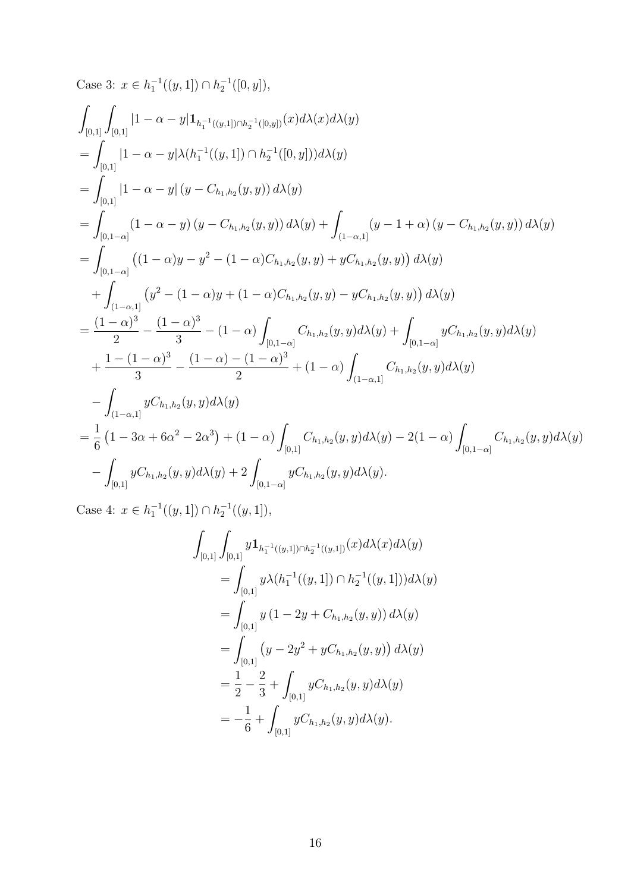Case 3: $x \in h_1^{-1}((y,1]) \cap h_2^{-1}([0,y])$,

$$
\begin{aligned}
&\int_{[0,1]} \int_{[0,1]} |1-\alpha-y| \mathbf{1}_{h_1^{-1}((y,1]) \cap h_2^{-1}([0,y])}(x) d\lambda(x) d\lambda(y) \\
&= \int_{[0,1]} |1-\alpha-y| \lambda(h_1^{-1}((y,1]) \cap h_2^{-1}([0,y])) d\lambda(y) \\
&= \int_{[0,1]} |1-\alpha-y| \left(y - C_{h_1,h_2}(y,y)\right) d\lambda(y) \\
&= \int_{[0,1-\alpha]} (1-\alpha-y) \left(y - C_{h_1,h_2}(y,y)\right) d\lambda(y) + \int_{(1-\alpha,1]} (y-1+\alpha) \left(y - C_{h_1,h_2}(y,y)\right) d\lambda(y) \\
&= \int_{[0,1-\alpha]} \left((1-\alpha)y - y^2 - (1-\alpha) C_{h_1,h_2}(y,y) + y C_{h_1,h_2}(y,y)\right) d\lambda(y) \\
&\quad + \int_{(1-\alpha,1]} \left(y^2 - (1-\alpha)y + (1-\alpha) C_{h_1,h_2}(y,y) - y C_{h_1,h_2}(y,y)\right) d\lambda(y) \\
&= \frac{(1-\alpha)^3}{2} - \frac{(1-\alpha)^3}{3} - (1-\alpha) \int_{[0,1-\alpha]} C_{h_1,h_2}(y,y) d\lambda(y) + \int_{[0,1-\alpha]} y C_{h_1,h_2}(y,y) d\lambda(y) \\
&\quad + \frac{1-(1-\alpha)^3}{3} - \frac{(1-\alpha)-(1-\alpha)^3}{2} + (1-\alpha) \int_{(1-\alpha,1]} C_{h_1,h_2}(y,y) d\lambda(y) \\
&\quad - \int_{(1-\alpha,1]} y C_{h_1,h_2}(y,y) d\lambda(y) \\
&= \frac{1}{6}\left(1 - 3\alpha + 6\alpha^2 - 2\alpha^3\right) + (1-\alpha) \int_{[0,1]} C_{h_1,h_2}(y,y) d\lambda(y) - 2(1-\alpha) \int_{[0,1-\alpha]} C_{h_1,h_2}(y,y) d\lambda(y) \\
&\quad - \int_{[0,1]} y C_{h_1,h_2}(y,y) d\lambda(y) + 2 \int_{[0,1-\alpha]} y C_{h_1,h_2}(y,y) d\lambda(y).
\end{aligned}
$$

Case 4: $x \in h_1^{-1}((y,1]) \cap h_2^{-1}((y,1])$,

$$
\begin{aligned}
&\int_{[0,1]} \int_{[0,1]} y \mathbf{1}_{h_1^{-1}((y,1]) \cap h_2^{-1}((y,1])}(x) d\lambda(x) d\lambda(y) \\
&\quad = \int_{[0,1]} y \lambda(h_1^{-1}((y,1]) \cap h_2^{-1}((y,1])) d\lambda(y) \\
&\quad = \int_{[0,1]} y \left(1 - 2y + C_{h_1,h_2}(y,y)\right) d\lambda(y) \\
&\quad = \int_{[0,1]} \left(y - 2y^2 + y C_{h_1,h_2}(y,y)\right) d\lambda(y) \\
&\quad = \frac{1}{2} - \frac{2}{3} + \int_{[0,1]} y C_{h_1,h_2}(y,y) d\lambda(y) \\
&\quad = -\frac{1}{6} + \int_{[0,1]} y C_{h_1,h_2}(y,y) d\lambda(y).
\end{aligned}
$$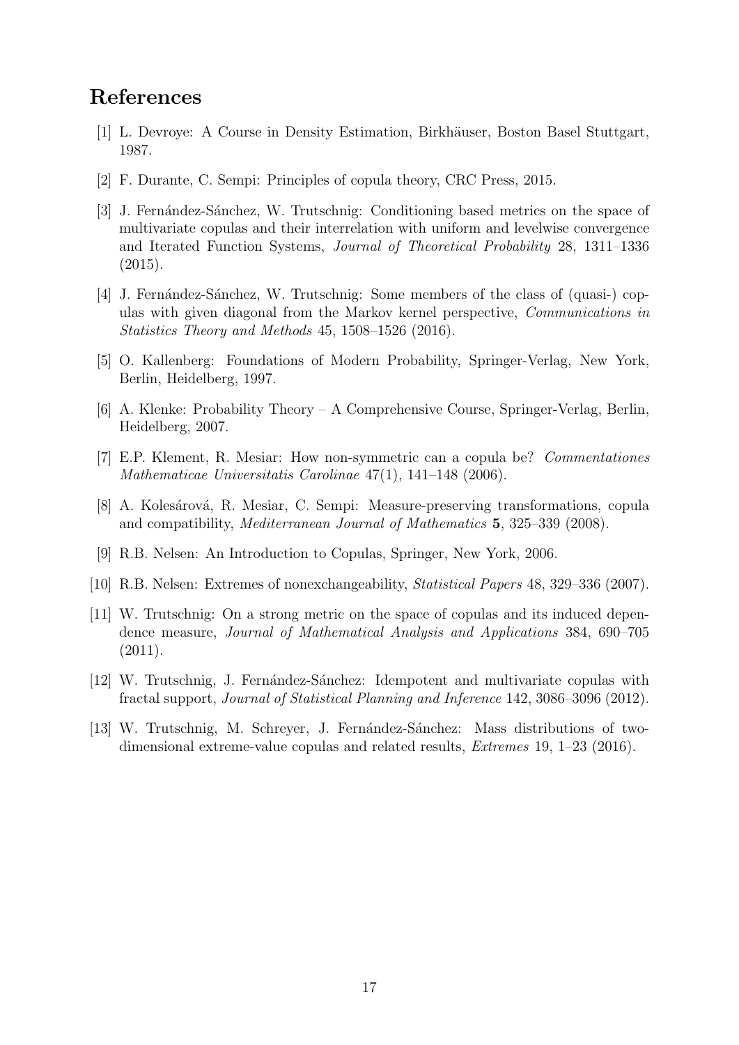# References

[1] L. Devroye: A Course in Density Estimation, Birkhäuser, Boston Basel Stuttgart, 1987.

[2] F. Durante, C. Sempi: Principles of copula theory, CRC Press, 2015.

[3] J. Fernández-Sánchez, W. Trutschnig: Conditioning based metrics on the space of multivariate copulas and their interrelation with uniform and levelwise convergence and Iterated Function Systems, *Journal of Theoretical Probability* 28, 1311–1336 (2015).

[4] J. Fernández-Sánchez, W. Trutschnig: Some members of the class of (quasi-) copulas with given diagonal from the Markov kernel perspective, *Communications in Statistics Theory and Methods* 45, 1508–1526 (2016).

[5] O. Kallenberg: Foundations of Modern Probability, Springer-Verlag, New York, Berlin, Heidelberg, 1997.

[6] A. Klenke: Probability Theory – A Comprehensive Course, Springer-Verlag, Berlin, Heidelberg, 2007.

[7] E.P. Klement, R. Mesiar: How non-symmetric can a copula be? *Commentationes Mathematicae Universitatis Carolinae* 47(1), 141–148 (2006).

[8] A. Kolesárová, R. Mesiar, C. Sempi: Measure-preserving transformations, copula and compatibility, *Mediterranean Journal of Mathematics* **5**, 325–339 (2008).

[9] R.B. Nelsen: An Introduction to Copulas, Springer, New York, 2006.

[10] R.B. Nelsen: Extremes of nonexchangeability, *Statistical Papers* 48, 329–336 (2007).

[11] W. Trutschnig: On a strong metric on the space of copulas and its induced dependence measure, *Journal of Mathematical Analysis and Applications* 384, 690–705 (2011).

[12] W. Trutschnig, J. Fernández-Sánchez: Idempotent and multivariate copulas with fractal support, *Journal of Statistical Planning and Inference* 142, 3086–3096 (2012).

[13] W. Trutschnig, M. Schreyer, J. Fernández-Sánchez: Mass distributions of two-dimensional extreme-value copulas and related results, *Extremes* 19, 1–23 (2016).